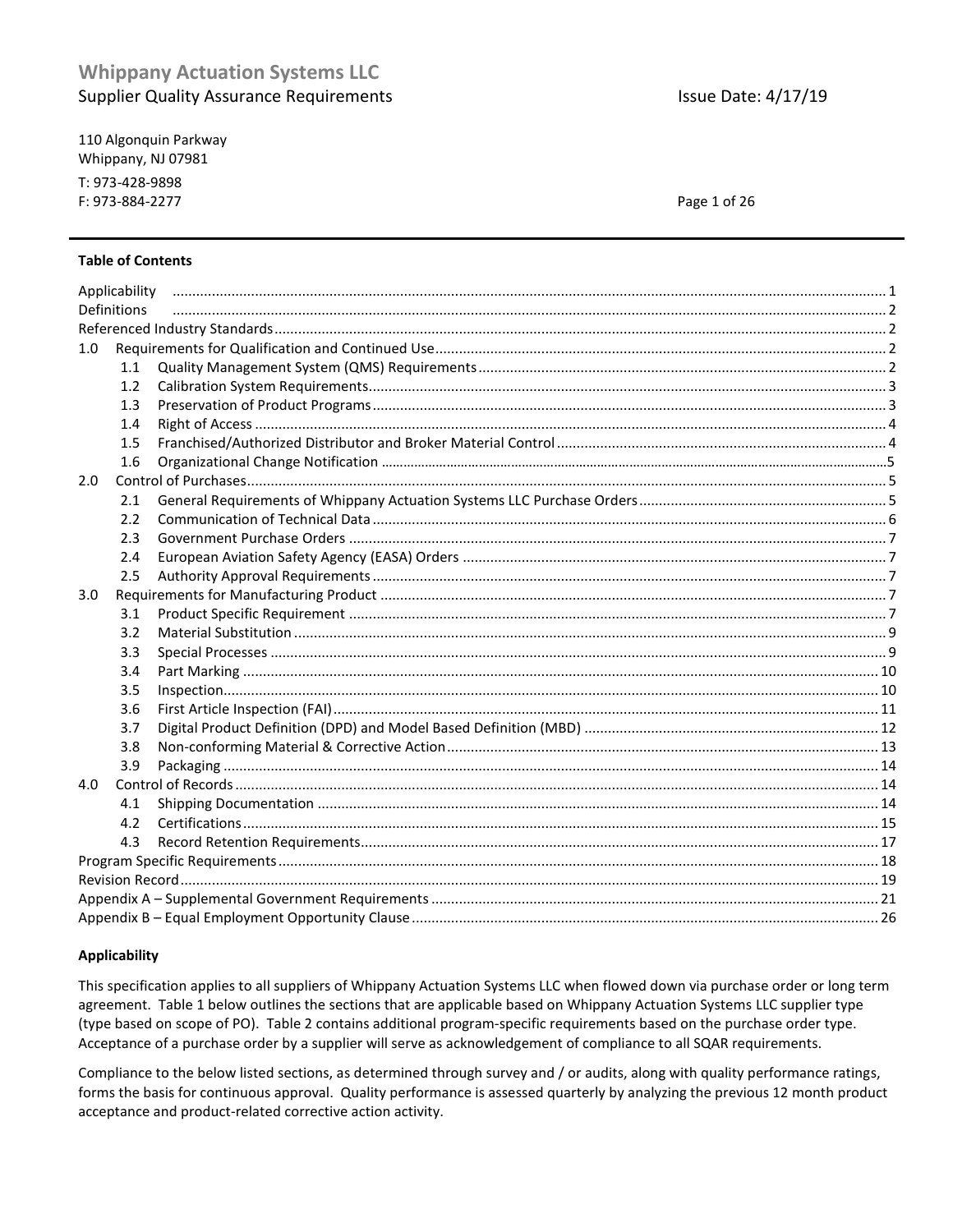# Whippany Actuation Systems LLC

Supplier Quality Assurance Requirements

Issue Date: 4/17/19

110 Algonquin Parkway
Whippany, NJ 07981

T: 973-428-9898
F: 973-884-2277

**Table of Contents**

| | | |
|---|---|---|
| Applicability | | 1 |
| Definitions | | 2 |
| Referenced Industry Standards | | 2 |
| 1.0 | Requirements for Qualification and Continued Use | 2 |
| 1.1 | Quality Management System (QMS) Requirements | 2 |
| 1.2 | Calibration System Requirements | 3 |
| 1.3 | Preservation of Product Programs | 3 |
| 1.4 | Right of Access | 4 |
| 1.5 | Franchised/Authorized Distributor and Broker Material Control | 4 |
| 1.6 | Organizational Change Notification | 5 |
| 2.0 | Control of Purchases | 5 |
| 2.1 | General Requirements of Whippany Actuation Systems LLC Purchase Orders | 5 |
| 2.2 | Communication of Technical Data | 6 |
| 2.3 | Government Purchase Orders | 7 |
| 2.4 | European Aviation Safety Agency (EASA) Orders | 7 |
| 2.5 | Authority Approval Requirements | 7 |
| 3.0 | Requirements for Manufacturing Product | 7 |
| 3.1 | Product Specific Requirement | 7 |
| 3.2 | Material Substitution | 9 |
| 3.3 | Special Processes | 9 |
| 3.4 | Part Marking | 10 |
| 3.5 | Inspection | 10 |
| 3.6 | First Article Inspection (FAI) | 11 |
| 3.7 | Digital Product Definition (DPD) and Model Based Definition (MBD) | 12 |
| 3.8 | Non-conforming Material & Corrective Action | 13 |
| 3.9 | Packaging | 14 |
| 4.0 | Control of Records | 14 |
| 4.1 | Shipping Documentation | 14 |
| 4.2 | Certifications | 15 |
| 4.3 | Record Retention Requirements | 17 |
| Program Specific Requirements | | 18 |
| Revision Record | | 19 |
| Appendix A – Supplemental Government Requirements | | 21 |
| Appendix B – Equal Employment Opportunity Clause | | 26 |

### Applicability

This specification applies to all suppliers of Whippany Actuation Systems LLC when flowed down via purchase order or long term agreement. Table 1 below outlines the sections that are applicable based on Whippany Actuation Systems LLC supplier type (type based on scope of PO). Table 2 contains additional program-specific requirements based on the purchase order type. Acceptance of a purchase order by a supplier will serve as acknowledgement of compliance to all SQAR requirements.

Compliance to the below listed sections, as determined through survey and / or audits, along with quality performance ratings, forms the basis for continuous approval. Quality performance is assessed quarterly by analyzing the previous 12 month product acceptance and product-related corrective action activity.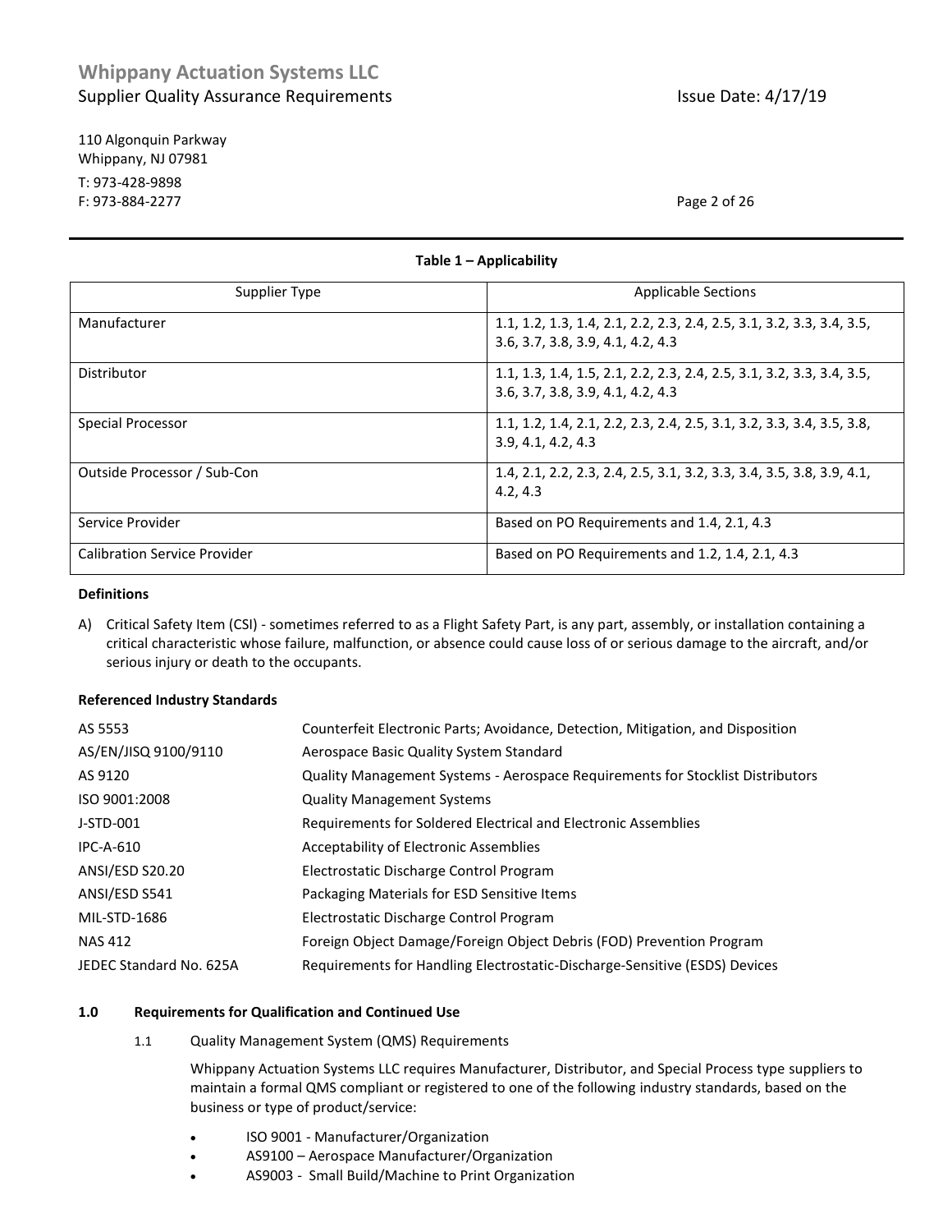**Table 1 – Applicability**

| Supplier Type | Applicable Sections |
|---|---|
| Manufacturer | 1.1, 1.2, 1.3, 1.4, 2.1, 2.2, 2.3, 2.4, 2.5, 3.1, 3.2, 3.3, 3.4, 3.5, 3.6, 3.7, 3.8, 3.9, 4.1, 4.2, 4.3 |
| Distributor | 1.1, 1.3, 1.4, 1.5, 2.1, 2.2, 2.3, 2.4, 2.5, 3.1, 3.2, 3.3, 3.4, 3.5, 3.6, 3.7, 3.8, 3.9, 4.1, 4.2, 4.3 |
| Special Processor | 1.1, 1.2, 1.4, 2.1, 2.2, 2.3, 2.4, 2.5, 3.1, 3.2, 3.3, 3.4, 3.5, 3.8, 3.9, 4.1, 4.2, 4.3 |
| Outside Processor / Sub-Con | 1.4, 2.1, 2.2, 2.3, 2.4, 2.5, 3.1, 3.2, 3.3, 3.4, 3.5, 3.8, 3.9, 4.1, 4.2, 4.3 |
| Service Provider | Based on PO Requirements and 1.4, 2.1, 4.3 |
| Calibration Service Provider | Based on PO Requirements and 1.2, 1.4, 2.1, 4.3 |

**Definitions**

A) Critical Safety Item (CSI) - sometimes referred to as a Flight Safety Part, is any part, assembly, or installation containing a critical characteristic whose failure, malfunction, or absence could cause loss of or serious damage to the aircraft, and/or serious injury or death to the occupants.

**Referenced Industry Standards**

| | |
|---|---|
| AS 5553 | Counterfeit Electronic Parts; Avoidance, Detection, Mitigation, and Disposition |
| AS/EN/JISQ 9100/9110 | Aerospace Basic Quality System Standard |
| AS 9120 | Quality Management Systems - Aerospace Requirements for Stocklist Distributors |
| ISO 9001:2008 | Quality Management Systems |
| J-STD-001 | Requirements for Soldered Electrical and Electronic Assemblies |
| IPC-A-610 | Acceptability of Electronic Assemblies |
| ANSI/ESD S20.20 | Electrostatic Discharge Control Program |
| ANSI/ESD S541 | Packaging Materials for ESD Sensitive Items |
| MIL-STD-1686 | Electrostatic Discharge Control Program |
| NAS 412 | Foreign Object Damage/Foreign Object Debris (FOD) Prevention Program |
| JEDEC Standard No. 625A | Requirements for Handling Electrostatic-Discharge-Sensitive (ESDS) Devices |

## 1.0 Requirements for Qualification and Continued Use

### 1.1 Quality Management System (QMS) Requirements

Whippany Actuation Systems LLC requires Manufacturer, Distributor, and Special Process type suppliers to maintain a formal QMS compliant or registered to one of the following industry standards, based on the business or type of product/service:

- ISO 9001 - Manufacturer/Organization
- AS9100 – Aerospace Manufacturer/Organization
- AS9003 - Small Build/Machine to Print Organization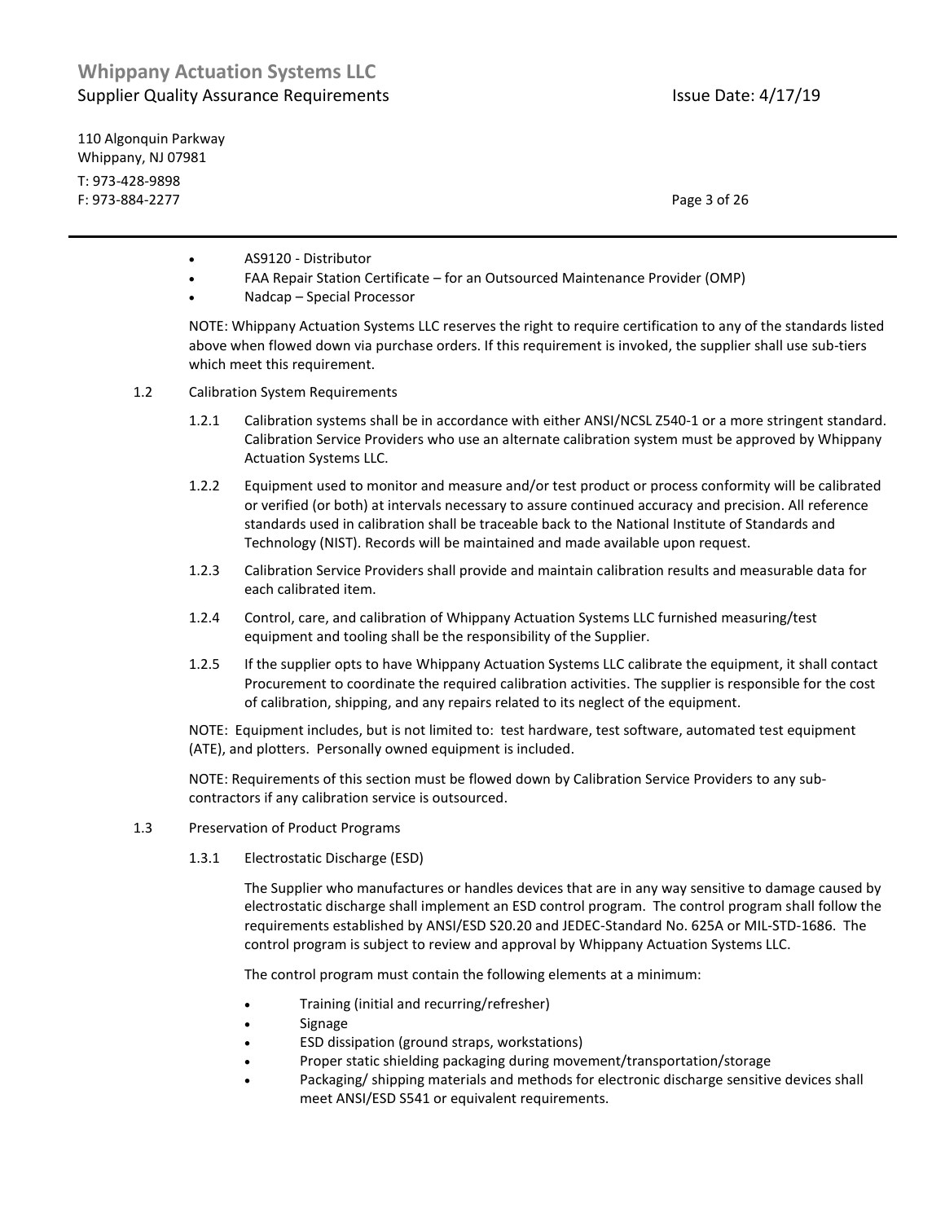- AS9120 - Distributor
- FAA Repair Station Certificate – for an Outsourced Maintenance Provider (OMP)
- Nadcap – Special Processor

NOTE: Whippany Actuation Systems LLC reserves the right to require certification to any of the standards listed above when flowed down via purchase orders. If this requirement is invoked, the supplier shall use sub-tiers which meet this requirement.

1.2 Calibration System Requirements

1.2.1 Calibration systems shall be in accordance with either ANSI/NCSL Z540-1 or a more stringent standard. Calibration Service Providers who use an alternate calibration system must be approved by Whippany Actuation Systems LLC.

1.2.2 Equipment used to monitor and measure and/or test product or process conformity will be calibrated or verified (or both) at intervals necessary to assure continued accuracy and precision. All reference standards used in calibration shall be traceable back to the National Institute of Standards and Technology (NIST). Records will be maintained and made available upon request.

1.2.3 Calibration Service Providers shall provide and maintain calibration results and measurable data for each calibrated item.

1.2.4 Control, care, and calibration of Whippany Actuation Systems LLC furnished measuring/test equipment and tooling shall be the responsibility of the Supplier.

1.2.5 If the supplier opts to have Whippany Actuation Systems LLC calibrate the equipment, it shall contact Procurement to coordinate the required calibration activities. The supplier is responsible for the cost of calibration, shipping, and any repairs related to its neglect of the equipment.

NOTE: Equipment includes, but is not limited to: test hardware, test software, automated test equipment (ATE), and plotters. Personally owned equipment is included.

NOTE: Requirements of this section must be flowed down by Calibration Service Providers to any sub-contractors if any calibration service is outsourced.

1.3 Preservation of Product Programs

1.3.1 Electrostatic Discharge (ESD)

The Supplier who manufactures or handles devices that are in any way sensitive to damage caused by electrostatic discharge shall implement an ESD control program. The control program shall follow the requirements established by ANSI/ESD S20.20 and JEDEC-Standard No. 625A or MIL-STD-1686. The control program is subject to review and approval by Whippany Actuation Systems LLC.

The control program must contain the following elements at a minimum:

- Training (initial and recurring/refresher)
- Signage
- ESD dissipation (ground straps, workstations)
- Proper static shielding packaging during movement/transportation/storage
- Packaging/ shipping materials and methods for electronic discharge sensitive devices shall meet ANSI/ESD S541 or equivalent requirements.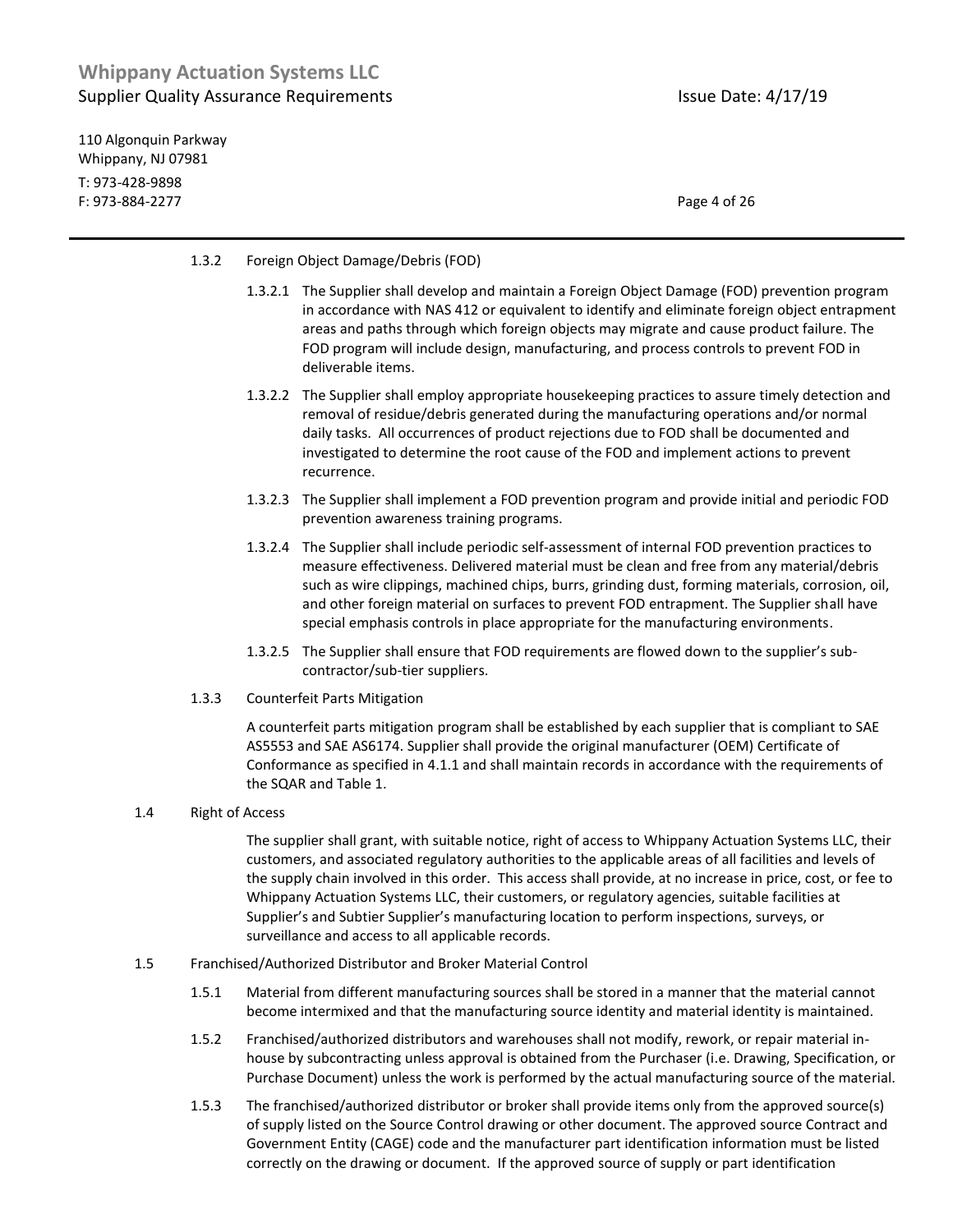#### 1.3.2 Foreign Object Damage/Debris (FOD)

1.3.2.1 The Supplier shall develop and maintain a Foreign Object Damage (FOD) prevention program in accordance with NAS 412 or equivalent to identify and eliminate foreign object entrapment areas and paths through which foreign objects may migrate and cause product failure. The FOD program will include design, manufacturing, and process controls to prevent FOD in deliverable items.

1.3.2.2 The Supplier shall employ appropriate housekeeping practices to assure timely detection and removal of residue/debris generated during the manufacturing operations and/or normal daily tasks. All occurrences of product rejections due to FOD shall be documented and investigated to determine the root cause of the FOD and implement actions to prevent recurrence.

1.3.2.3 The Supplier shall implement a FOD prevention program and provide initial and periodic FOD prevention awareness training programs.

1.3.2.4 The Supplier shall include periodic self-assessment of internal FOD prevention practices to measure effectiveness. Delivered material must be clean and free from any material/debris such as wire clippings, machined chips, burrs, grinding dust, forming materials, corrosion, oil, and other foreign material on surfaces to prevent FOD entrapment. The Supplier shall have special emphasis controls in place appropriate for the manufacturing environments.

1.3.2.5 The Supplier shall ensure that FOD requirements are flowed down to the supplier's sub-contractor/sub-tier suppliers.

#### 1.3.3 Counterfeit Parts Mitigation

A counterfeit parts mitigation program shall be established by each supplier that is compliant to SAE AS5553 and SAE AS6174. Supplier shall provide the original manufacturer (OEM) Certificate of Conformance as specified in 4.1.1 and shall maintain records in accordance with the requirements of the SQAR and Table 1.

### 1.4 Right of Access

The supplier shall grant, with suitable notice, right of access to Whippany Actuation Systems LLC, their customers, and associated regulatory authorities to the applicable areas of all facilities and levels of the supply chain involved in this order. This access shall provide, at no increase in price, cost, or fee to Whippany Actuation Systems LLC, their customers, or regulatory agencies, suitable facilities at Supplier's and Subtier Supplier's manufacturing location to perform inspections, surveys, or surveillance and access to all applicable records.

### 1.5 Franchised/Authorized Distributor and Broker Material Control

1.5.1 Material from different manufacturing sources shall be stored in a manner that the material cannot become intermixed and that the manufacturing source identity and material identity is maintained.

1.5.2 Franchised/authorized distributors and warehouses shall not modify, rework, or repair material in-house by subcontracting unless approval is obtained from the Purchaser (i.e. Drawing, Specification, or Purchase Document) unless the work is performed by the actual manufacturing source of the material.

1.5.3 The franchised/authorized distributor or broker shall provide items only from the approved source(s) of supply listed on the Source Control drawing or other document. The approved source Contract and Government Entity (CAGE) code and the manufacturer part identification information must be listed correctly on the drawing or document. If the approved source of supply or part identification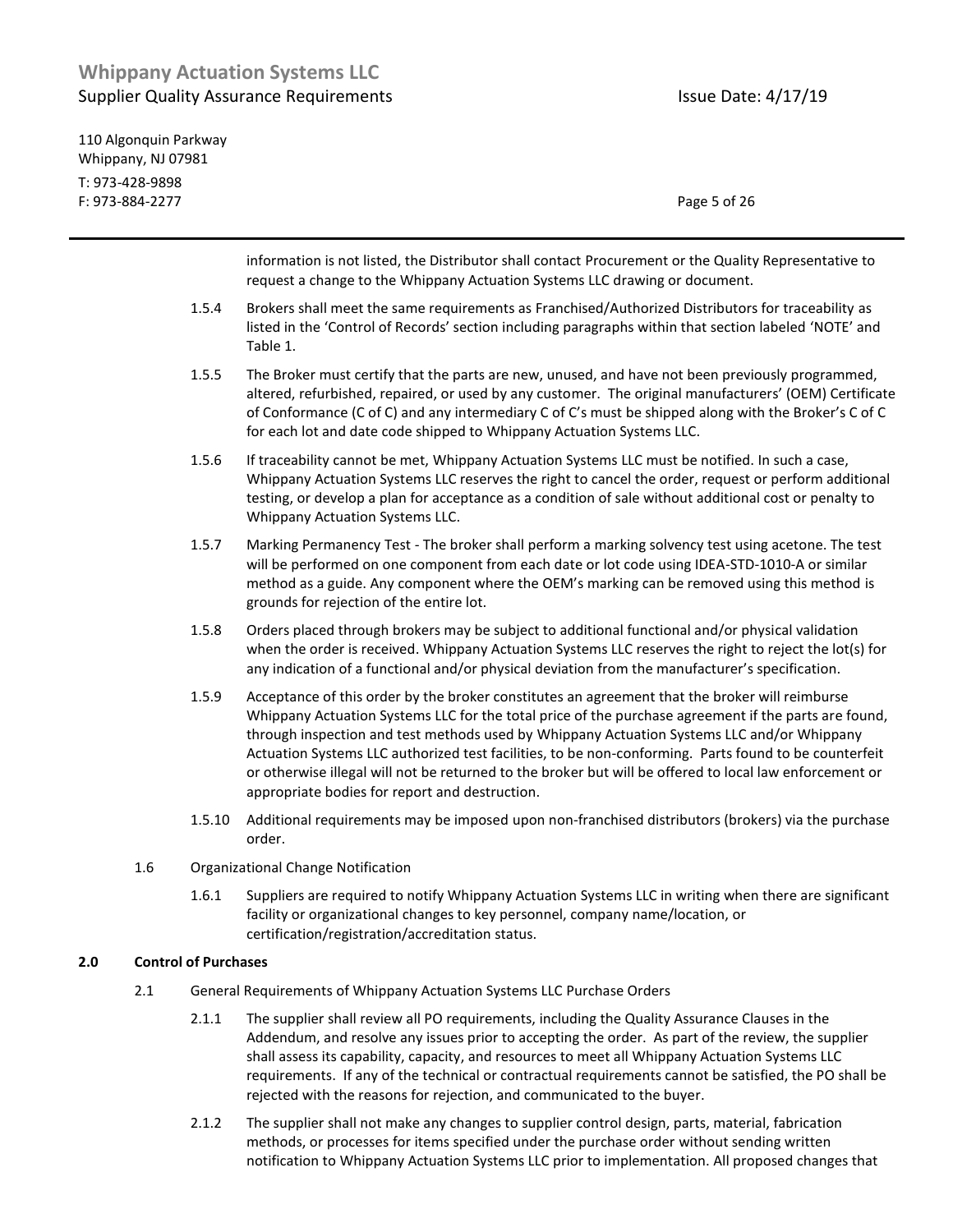information is not listed, the Distributor shall contact Procurement or the Quality Representative to request a change to the Whippany Actuation Systems LLC drawing or document.

1.5.4 Brokers shall meet the same requirements as Franchised/Authorized Distributors for traceability as listed in the 'Control of Records' section including paragraphs within that section labeled 'NOTE' and Table 1.

1.5.5 The Broker must certify that the parts are new, unused, and have not been previously programmed, altered, refurbished, repaired, or used by any customer. The original manufacturers' (OEM) Certificate of Conformance (C of C) and any intermediary C of C's must be shipped along with the Broker's C of C for each lot and date code shipped to Whippany Actuation Systems LLC.

1.5.6 If traceability cannot be met, Whippany Actuation Systems LLC must be notified. In such a case, Whippany Actuation Systems LLC reserves the right to cancel the order, request or perform additional testing, or develop a plan for acceptance as a condition of sale without additional cost or penalty to Whippany Actuation Systems LLC.

1.5.7 Marking Permanency Test - The broker shall perform a marking solvency test using acetone. The test will be performed on one component from each date or lot code using IDEA-STD-1010-A or similar method as a guide. Any component where the OEM's marking can be removed using this method is grounds for rejection of the entire lot.

1.5.8 Orders placed through brokers may be subject to additional functional and/or physical validation when the order is received. Whippany Actuation Systems LLC reserves the right to reject the lot(s) for any indication of a functional and/or physical deviation from the manufacturer's specification.

1.5.9 Acceptance of this order by the broker constitutes an agreement that the broker will reimburse Whippany Actuation Systems LLC for the total price of the purchase agreement if the parts are found, through inspection and test methods used by Whippany Actuation Systems LLC and/or Whippany Actuation Systems LLC authorized test facilities, to be non-conforming. Parts found to be counterfeit or otherwise illegal will not be returned to the broker but will be offered to local law enforcement or appropriate bodies for report and destruction.

1.5.10 Additional requirements may be imposed upon non-franchised distributors (brokers) via the purchase order.

1.6 Organizational Change Notification

1.6.1 Suppliers are required to notify Whippany Actuation Systems LLC in writing when there are significant facility or organizational changes to key personnel, company name/location, or certification/registration/accreditation status.

## 2.0 Control of Purchases

2.1 General Requirements of Whippany Actuation Systems LLC Purchase Orders

2.1.1 The supplier shall review all PO requirements, including the Quality Assurance Clauses in the Addendum, and resolve any issues prior to accepting the order. As part of the review, the supplier shall assess its capability, capacity, and resources to meet all Whippany Actuation Systems LLC requirements. If any of the technical or contractual requirements cannot be satisfied, the PO shall be rejected with the reasons for rejection, and communicated to the buyer.

2.1.2 The supplier shall not make any changes to supplier control design, parts, material, fabrication methods, or processes for items specified under the purchase order without sending written notification to Whippany Actuation Systems LLC prior to implementation. All proposed changes that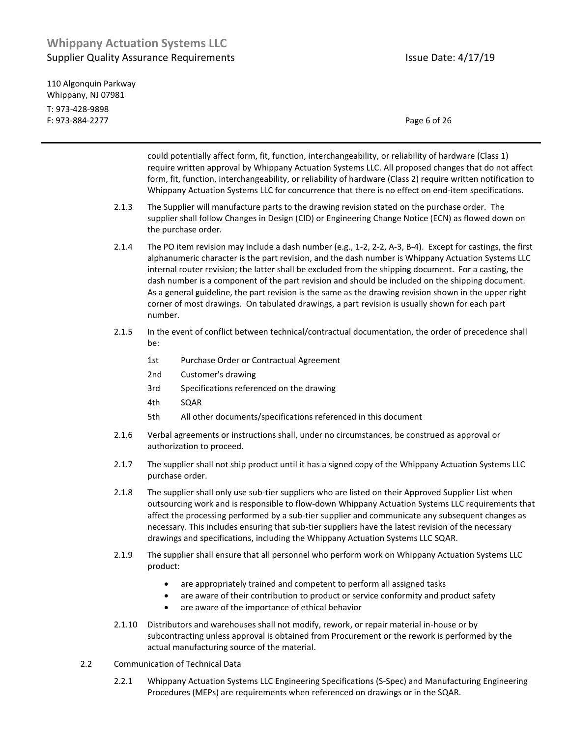could potentially affect form, fit, function, interchangeability, or reliability of hardware (Class 1) require written approval by Whippany Actuation Systems LLC. All proposed changes that do not affect form, fit, function, interchangeability, or reliability of hardware (Class 2) require written notification to Whippany Actuation Systems LLC for concurrence that there is no effect on end-item specifications.

2.1.3 The Supplier will manufacture parts to the drawing revision stated on the purchase order. The supplier shall follow Changes in Design (CID) or Engineering Change Notice (ECN) as flowed down on the purchase order.

2.1.4 The PO item revision may include a dash number (e.g., 1-2, 2-2, A-3, B-4). Except for castings, the first alphanumeric character is the part revision, and the dash number is Whippany Actuation Systems LLC internal router revision; the latter shall be excluded from the shipping document. For a casting, the dash number is a component of the part revision and should be included on the shipping document. As a general guideline, the part revision is the same as the drawing revision shown in the upper right corner of most drawings. On tabulated drawings, a part revision is usually shown for each part number.

2.1.5 In the event of conflict between technical/contractual documentation, the order of precedence shall be:

- 1st Purchase Order or Contractual Agreement
- 2nd Customer's drawing
- 3rd Specifications referenced on the drawing
- 4th SQAR
- 5th All other documents/specifications referenced in this document

2.1.6 Verbal agreements or instructions shall, under no circumstances, be construed as approval or authorization to proceed.

2.1.7 The supplier shall not ship product until it has a signed copy of the Whippany Actuation Systems LLC purchase order.

2.1.8 The supplier shall only use sub-tier suppliers who are listed on their Approved Supplier List when outsourcing work and is responsible to flow-down Whippany Actuation Systems LLC requirements that affect the processing performed by a sub-tier supplier and communicate any subsequent changes as necessary. This includes ensuring that sub-tier suppliers have the latest revision of the necessary drawings and specifications, including the Whippany Actuation Systems LLC SQAR.

2.1.9 The supplier shall ensure that all personnel who perform work on Whippany Actuation Systems LLC product:

- are appropriately trained and competent to perform all assigned tasks
- are aware of their contribution to product or service conformity and product safety
- are aware of the importance of ethical behavior

2.1.10 Distributors and warehouses shall not modify, rework, or repair material in-house or by subcontracting unless approval is obtained from Procurement or the rework is performed by the actual manufacturing source of the material.

2.2 Communication of Technical Data

2.2.1 Whippany Actuation Systems LLC Engineering Specifications (S-Spec) and Manufacturing Engineering Procedures (MEPs) are requirements when referenced on drawings or in the SQAR.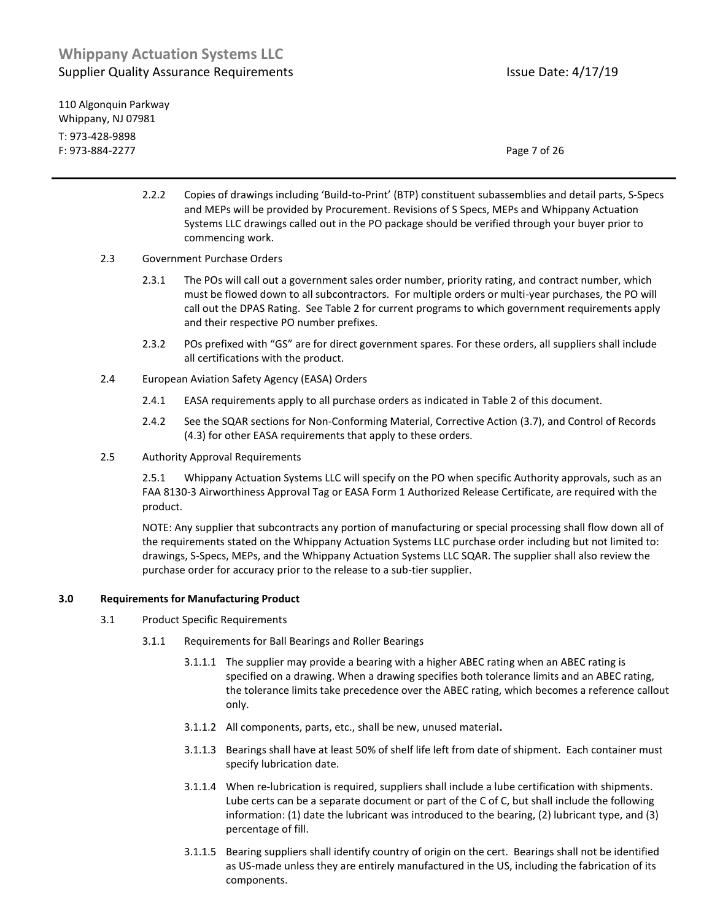2.2.2 Copies of drawings including 'Build-to-Print' (BTP) constituent subassemblies and detail parts, S-Specs and MEPs will be provided by Procurement. Revisions of S Specs, MEPs and Whippany Actuation Systems LLC drawings called out in the PO package should be verified through your buyer prior to commencing work.

2.3 Government Purchase Orders

2.3.1 The POs will call out a government sales order number, priority rating, and contract number, which must be flowed down to all subcontractors. For multiple orders or multi-year purchases, the PO will call out the DPAS Rating. See Table 2 for current programs to which government requirements apply and their respective PO number prefixes.

2.3.2 POs prefixed with "GS" are for direct government spares. For these orders, all suppliers shall include all certifications with the product.

2.4 European Aviation Safety Agency (EASA) Orders

2.4.1 EASA requirements apply to all purchase orders as indicated in Table 2 of this document.

2.4.2 See the SQAR sections for Non-Conforming Material, Corrective Action (3.7), and Control of Records (4.3) for other EASA requirements that apply to these orders.

2.5 Authority Approval Requirements

2.5.1 Whippany Actuation Systems LLC will specify on the PO when specific Authority approvals, such as an FAA 8130-3 Airworthiness Approval Tag or EASA Form 1 Authorized Release Certificate, are required with the product.

NOTE: Any supplier that subcontracts any portion of manufacturing or special processing shall flow down all of the requirements stated on the Whippany Actuation Systems LLC purchase order including but not limited to: drawings, S-Specs, MEPs, and the Whippany Actuation Systems LLC SQAR. The supplier shall also review the purchase order for accuracy prior to the release to a sub-tier supplier.

## 3.0 Requirements for Manufacturing Product

3.1 Product Specific Requirements

3.1.1 Requirements for Ball Bearings and Roller Bearings

3.1.1.1 The supplier may provide a bearing with a higher ABEC rating when an ABEC rating is specified on a drawing. When a drawing specifies both tolerance limits and an ABEC rating, the tolerance limits take precedence over the ABEC rating, which becomes a reference callout only.

3.1.1.2 All components, parts, etc., shall be new, unused material**.**

3.1.1.3 Bearings shall have at least 50% of shelf life left from date of shipment. Each container must specify lubrication date.

3.1.1.4 When re-lubrication is required, suppliers shall include a lube certification with shipments. Lube certs can be a separate document or part of the C of C, but shall include the following information: (1) date the lubricant was introduced to the bearing, (2) lubricant type, and (3) percentage of fill.

3.1.1.5 Bearing suppliers shall identify country of origin on the cert. Bearings shall not be identified as US-made unless they are entirely manufactured in the US, including the fabrication of its components.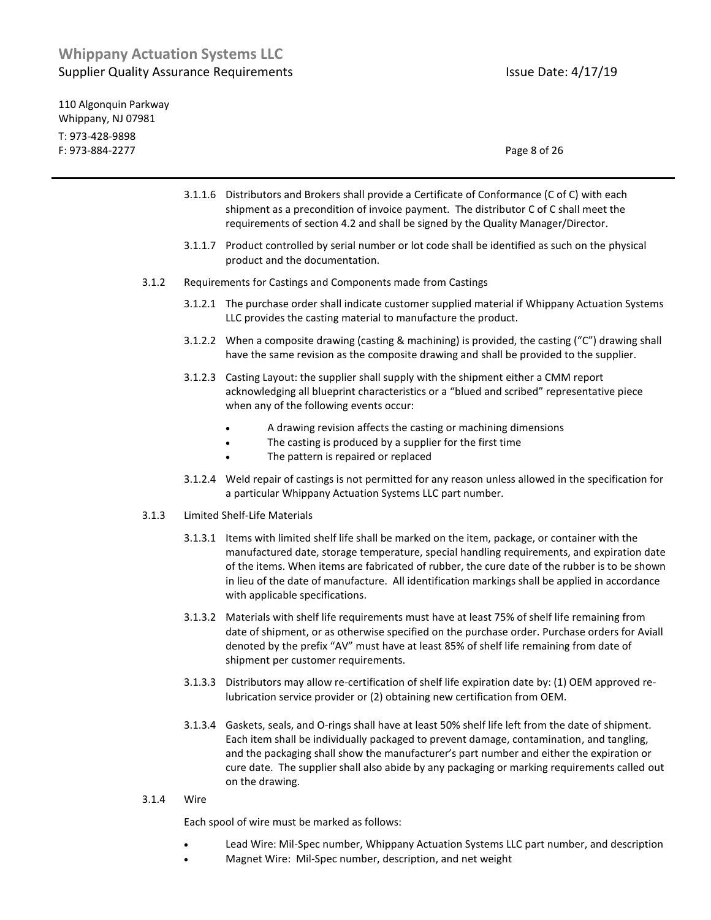3.1.1.6 Distributors and Brokers shall provide a Certificate of Conformance (C of C) with each shipment as a precondition of invoice payment. The distributor C of C shall meet the requirements of section 4.2 and shall be signed by the Quality Manager/Director.

3.1.1.7 Product controlled by serial number or lot code shall be identified as such on the physical product and the documentation.

3.1.2 Requirements for Castings and Components made from Castings

3.1.2.1 The purchase order shall indicate customer supplied material if Whippany Actuation Systems LLC provides the casting material to manufacture the product.

3.1.2.2 When a composite drawing (casting & machining) is provided, the casting ("C") drawing shall have the same revision as the composite drawing and shall be provided to the supplier.

3.1.2.3 Casting Layout: the supplier shall supply with the shipment either a CMM report acknowledging all blueprint characteristics or a "blued and scribed" representative piece when any of the following events occur:

- A drawing revision affects the casting or machining dimensions
- The casting is produced by a supplier for the first time
- The pattern is repaired or replaced

3.1.2.4 Weld repair of castings is not permitted for any reason unless allowed in the specification for a particular Whippany Actuation Systems LLC part number.

3.1.3 Limited Shelf-Life Materials

3.1.3.1 Items with limited shelf life shall be marked on the item, package, or container with the manufactured date, storage temperature, special handling requirements, and expiration date of the items. When items are fabricated of rubber, the cure date of the rubber is to be shown in lieu of the date of manufacture. All identification markings shall be applied in accordance with applicable specifications.

3.1.3.2 Materials with shelf life requirements must have at least 75% of shelf life remaining from date of shipment, or as otherwise specified on the purchase order. Purchase orders for Aviall denoted by the prefix "AV" must have at least 85% of shelf life remaining from date of shipment per customer requirements.

3.1.3.3 Distributors may allow re-certification of shelf life expiration date by: (1) OEM approved re-lubrication service provider or (2) obtaining new certification from OEM.

3.1.3.4 Gaskets, seals, and O-rings shall have at least 50% shelf life left from the date of shipment. Each item shall be individually packaged to prevent damage, contamination, and tangling, and the packaging shall show the manufacturer's part number and either the expiration or cure date. The supplier shall also abide by any packaging or marking requirements called out on the drawing.

3.1.4 Wire

Each spool of wire must be marked as follows:

- Lead Wire: Mil-Spec number, Whippany Actuation Systems LLC part number, and description
- Magnet Wire: Mil-Spec number, description, and net weight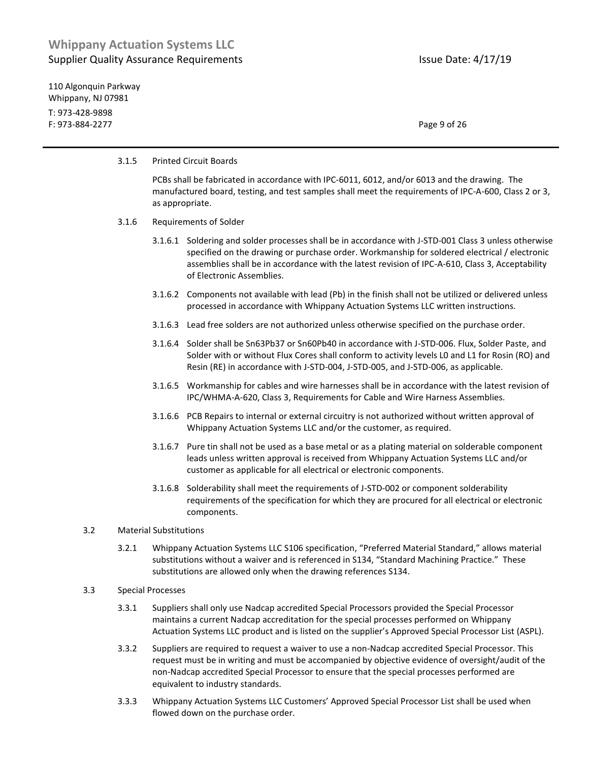3.1.5 Printed Circuit Boards

PCBs shall be fabricated in accordance with IPC-6011, 6012, and/or 6013 and the drawing. The manufactured board, testing, and test samples shall meet the requirements of IPC-A-600, Class 2 or 3, as appropriate.

3.1.6 Requirements of Solder

3.1.6.1 Soldering and solder processes shall be in accordance with J-STD-001 Class 3 unless otherwise specified on the drawing or purchase order. Workmanship for soldered electrical / electronic assemblies shall be in accordance with the latest revision of IPC-A-610, Class 3, Acceptability of Electronic Assemblies.

3.1.6.2 Components not available with lead (Pb) in the finish shall not be utilized or delivered unless processed in accordance with Whippany Actuation Systems LLC written instructions.

3.1.6.3 Lead free solders are not authorized unless otherwise specified on the purchase order.

3.1.6.4 Solder shall be Sn63Pb37 or Sn60Pb40 in accordance with J-STD-006. Flux, Solder Paste, and Solder with or without Flux Cores shall conform to activity levels L0 and L1 for Rosin (RO) and Resin (RE) in accordance with J-STD-004, J-STD-005, and J-STD-006, as applicable.

3.1.6.5 Workmanship for cables and wire harnesses shall be in accordance with the latest revision of IPC/WHMA-A-620, Class 3, Requirements for Cable and Wire Harness Assemblies.

3.1.6.6 PCB Repairs to internal or external circuitry is not authorized without written approval of Whippany Actuation Systems LLC and/or the customer, as required.

3.1.6.7 Pure tin shall not be used as a base metal or as a plating material on solderable component leads unless written approval is received from Whippany Actuation Systems LLC and/or customer as applicable for all electrical or electronic components.

3.1.6.8 Solderability shall meet the requirements of J-STD-002 or component solderability requirements of the specification for which they are procured for all electrical or electronic components.

3.2 Material Substitutions

3.2.1 Whippany Actuation Systems LLC S106 specification, "Preferred Material Standard," allows material substitutions without a waiver and is referenced in S134, "Standard Machining Practice." These substitutions are allowed only when the drawing references S134.

3.3 Special Processes

3.3.1 Suppliers shall only use Nadcap accredited Special Processors provided the Special Processor maintains a current Nadcap accreditation for the special processes performed on Whippany Actuation Systems LLC product and is listed on the supplier's Approved Special Processor List (ASPL).

3.3.2 Suppliers are required to request a waiver to use a non-Nadcap accredited Special Processor. This request must be in writing and must be accompanied by objective evidence of oversight/audit of the non-Nadcap accredited Special Processor to ensure that the special processes performed are equivalent to industry standards.

3.3.3 Whippany Actuation Systems LLC Customers' Approved Special Processor List shall be used when flowed down on the purchase order.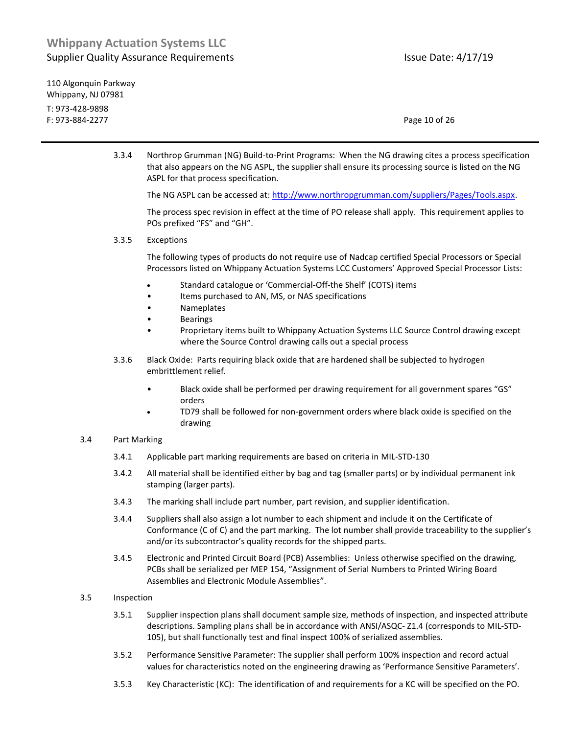3.3.4 Northrop Grumman (NG) Build-to-Print Programs: When the NG drawing cites a process specification that also appears on the NG ASPL, the supplier shall ensure its processing source is listed on the NG ASPL for that process specification.

The NG ASPL can be accessed at: [http://www.northropgrumman.com/suppliers/Pages/Tools.aspx](http://www.northropgrumman.com/suppliers/Pages/Tools.aspx).

The process spec revision in effect at the time of PO release shall apply. This requirement applies to POs prefixed “FS” and “GH”.

3.3.5 Exceptions

The following types of products do not require use of Nadcap certified Special Processors or Special Processors listed on Whippany Actuation Systems LCC Customers’ Approved Special Processor Lists:

- Standard catalogue or ‘Commercial-Off-the Shelf’ (COTS) items
- Items purchased to AN, MS, or NAS specifications
- Nameplates
- Bearings
- Proprietary items built to Whippany Actuation Systems LLC Source Control drawing except where the Source Control drawing calls out a special process

3.3.6 Black Oxide: Parts requiring black oxide that are hardened shall be subjected to hydrogen embrittlement relief.

- Black oxide shall be performed per drawing requirement for all government spares “GS” orders
- TD79 shall be followed for non-government orders where black oxide is specified on the drawing

## 3.4 Part Marking

3.4.1 Applicable part marking requirements are based on criteria in MIL-STD-130

3.4.2 All material shall be identified either by bag and tag (smaller parts) or by individual permanent ink stamping (larger parts).

3.4.3 The marking shall include part number, part revision, and supplier identification.

3.4.4 Suppliers shall also assign a lot number to each shipment and include it on the Certificate of Conformance (C of C) and the part marking. The lot number shall provide traceability to the supplier’s and/or its subcontractor’s quality records for the shipped parts.

3.4.5 Electronic and Printed Circuit Board (PCB) Assemblies: Unless otherwise specified on the drawing, PCBs shall be serialized per MEP 154, “Assignment of Serial Numbers to Printed Wiring Board Assemblies and Electronic Module Assemblies”.

## 3.5 Inspection

3.5.1 Supplier inspection plans shall document sample size, methods of inspection, and inspected attribute descriptions. Sampling plans shall be in accordance with ANSI/ASQC- Z1.4 (corresponds to MIL-STD-105), but shall functionally test and final inspect 100% of serialized assemblies.

3.5.2 Performance Sensitive Parameter: The supplier shall perform 100% inspection and record actual values for characteristics noted on the engineering drawing as ‘Performance Sensitive Parameters’.

3.5.3 Key Characteristic (KC): The identification of and requirements for a KC will be specified on the PO.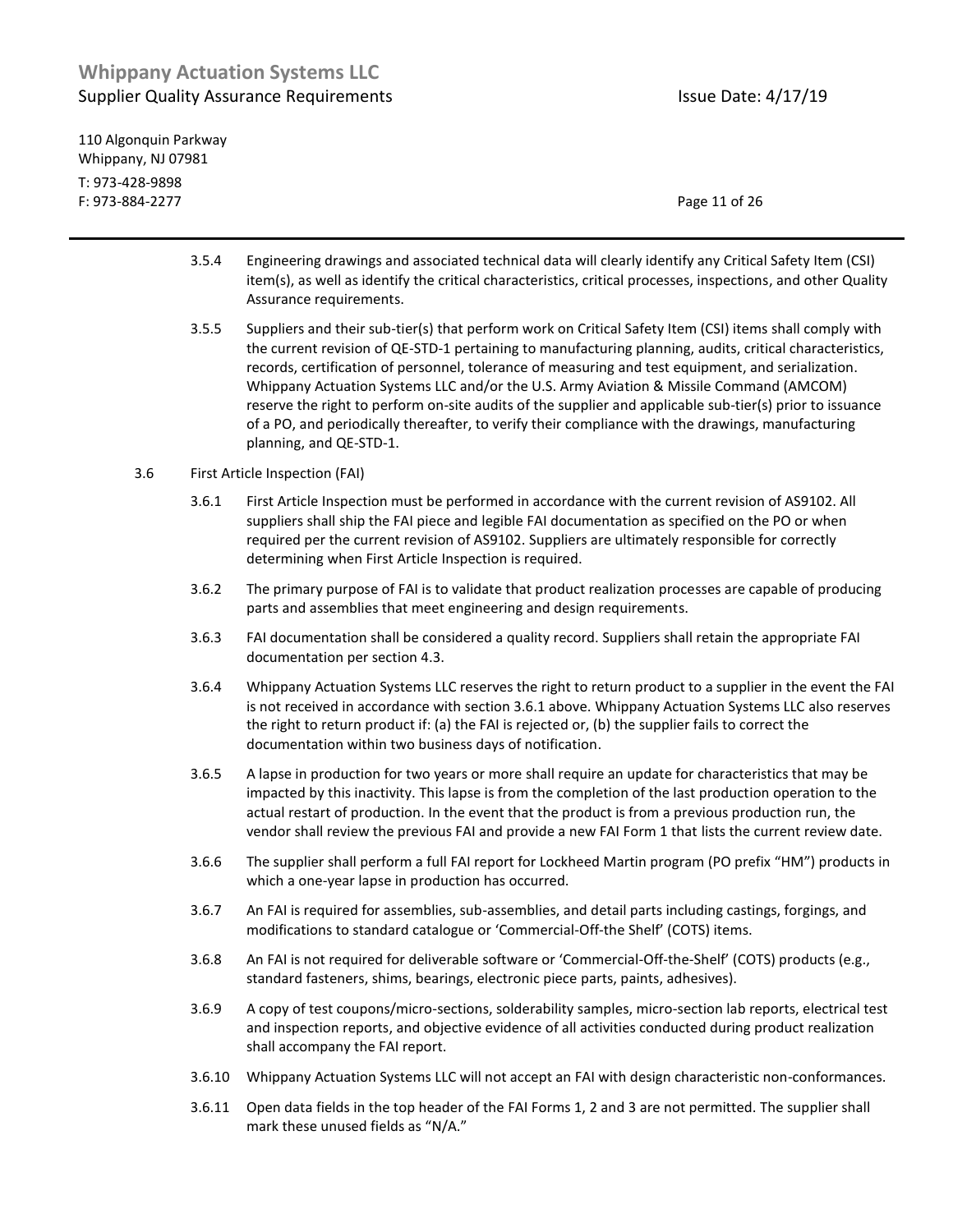3.5.4 Engineering drawings and associated technical data will clearly identify any Critical Safety Item (CSI) item(s), as well as identify the critical characteristics, critical processes, inspections, and other Quality Assurance requirements.

3.5.5 Suppliers and their sub-tier(s) that perform work on Critical Safety Item (CSI) items shall comply with the current revision of QE-STD-1 pertaining to manufacturing planning, audits, critical characteristics, records, certification of personnel, tolerance of measuring and test equipment, and serialization. Whippany Actuation Systems LLC and/or the U.S. Army Aviation & Missile Command (AMCOM) reserve the right to perform on-site audits of the supplier and applicable sub-tier(s) prior to issuance of a PO, and periodically thereafter, to verify their compliance with the drawings, manufacturing planning, and QE-STD-1.

### 3.6 First Article Inspection (FAI)

3.6.1 First Article Inspection must be performed in accordance with the current revision of AS9102. All suppliers shall ship the FAI piece and legible FAI documentation as specified on the PO or when required per the current revision of AS9102. Suppliers are ultimately responsible for correctly determining when First Article Inspection is required.

3.6.2 The primary purpose of FAI is to validate that product realization processes are capable of producing parts and assemblies that meet engineering and design requirements.

3.6.3 FAI documentation shall be considered a quality record. Suppliers shall retain the appropriate FAI documentation per section 4.3.

3.6.4 Whippany Actuation Systems LLC reserves the right to return product to a supplier in the event the FAI is not received in accordance with section 3.6.1 above. Whippany Actuation Systems LLC also reserves the right to return product if: (a) the FAI is rejected or, (b) the supplier fails to correct the documentation within two business days of notification.

3.6.5 A lapse in production for two years or more shall require an update for characteristics that may be impacted by this inactivity. This lapse is from the completion of the last production operation to the actual restart of production. In the event that the product is from a previous production run, the vendor shall review the previous FAI and provide a new FAI Form 1 that lists the current review date.

3.6.6 The supplier shall perform a full FAI report for Lockheed Martin program (PO prefix "HM") products in which a one-year lapse in production has occurred.

3.6.7 An FAI is required for assemblies, sub-assemblies, and detail parts including castings, forgings, and modifications to standard catalogue or 'Commercial-Off-the Shelf' (COTS) items.

3.6.8 An FAI is not required for deliverable software or 'Commercial-Off-the-Shelf' (COTS) products (e.g., standard fasteners, shims, bearings, electronic piece parts, paints, adhesives).

3.6.9 A copy of test coupons/micro-sections, solderability samples, micro-section lab reports, electrical test and inspection reports, and objective evidence of all activities conducted during product realization shall accompany the FAI report.

3.6.10 Whippany Actuation Systems LLC will not accept an FAI with design characteristic non-conformances.

3.6.11 Open data fields in the top header of the FAI Forms 1, 2 and 3 are not permitted. The supplier shall mark these unused fields as "N/A."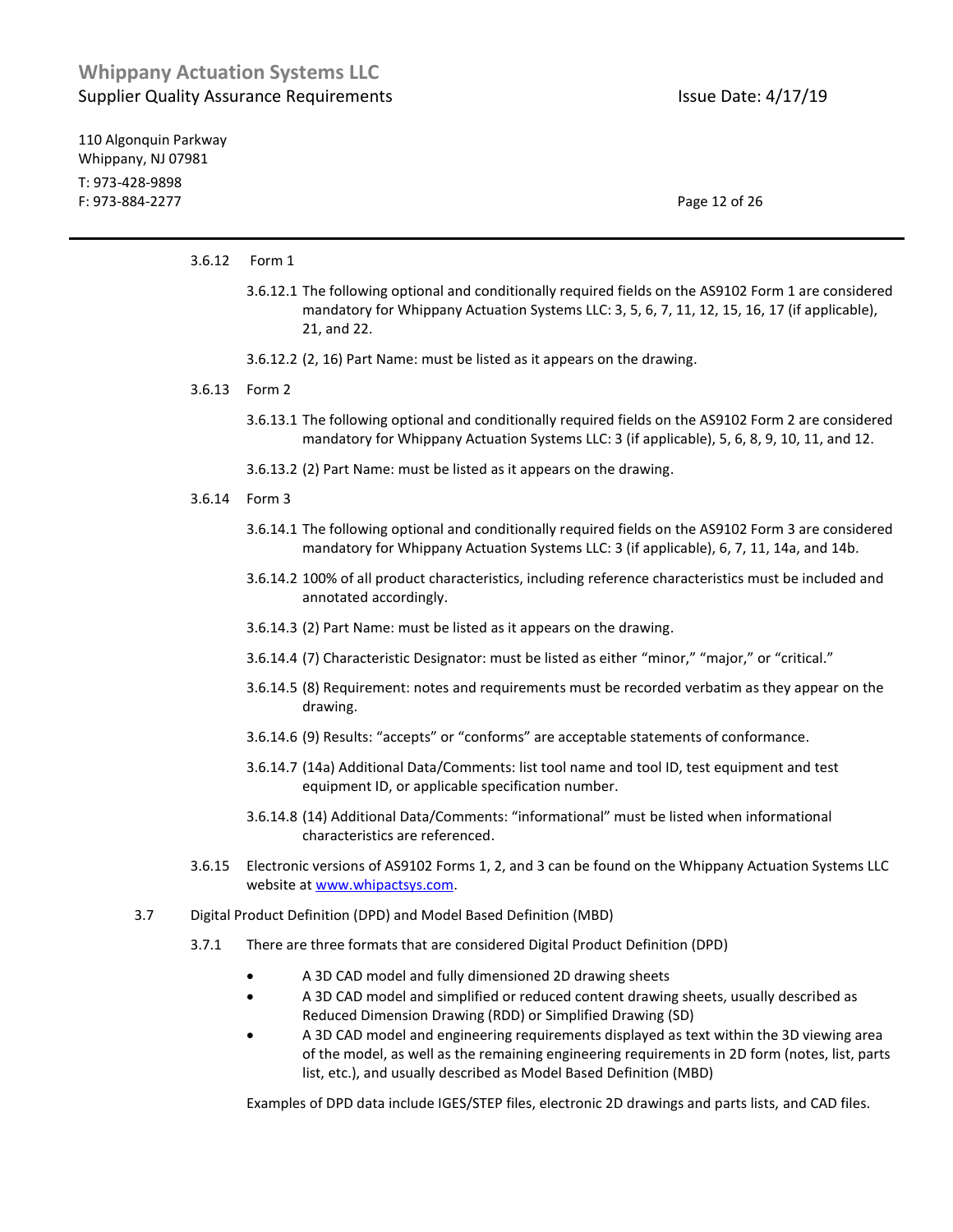3.6.12 Form 1

3.6.12.1 The following optional and conditionally required fields on the AS9102 Form 1 are considered mandatory for Whippany Actuation Systems LLC: 3, 5, 6, 7, 11, 12, 15, 16, 17 (if applicable), 21, and 22.

3.6.12.2 (2, 16) Part Name: must be listed as it appears on the drawing.

3.6.13 Form 2

3.6.13.1 The following optional and conditionally required fields on the AS9102 Form 2 are considered mandatory for Whippany Actuation Systems LLC: 3 (if applicable), 5, 6, 8, 9, 10, 11, and 12.

3.6.13.2 (2) Part Name: must be listed as it appears on the drawing.

3.6.14 Form 3

3.6.14.1 The following optional and conditionally required fields on the AS9102 Form 3 are considered mandatory for Whippany Actuation Systems LLC: 3 (if applicable), 6, 7, 11, 14a, and 14b.

3.6.14.2 100% of all product characteristics, including reference characteristics must be included and annotated accordingly.

3.6.14.3 (2) Part Name: must be listed as it appears on the drawing.

3.6.14.4 (7) Characteristic Designator: must be listed as either "minor," "major," or "critical."

3.6.14.5 (8) Requirement: notes and requirements must be recorded verbatim as they appear on the drawing.

3.6.14.6 (9) Results: "accepts" or "conforms" are acceptable statements of conformance.

3.6.14.7 (14a) Additional Data/Comments: list tool name and tool ID, test equipment and test equipment ID, or applicable specification number.

3.6.14.8 (14) Additional Data/Comments: "informational" must be listed when informational characteristics are referenced.

3.6.15 Electronic versions of AS9102 Forms 1, 2, and 3 can be found on the Whippany Actuation Systems LLC website at [www.whipactsys.com](http://www.whipactsys.com).

## 3.7 Digital Product Definition (DPD) and Model Based Definition (MBD)

3.7.1 There are three formats that are considered Digital Product Definition (DPD)

- A 3D CAD model and fully dimensioned 2D drawing sheets
- A 3D CAD model and simplified or reduced content drawing sheets, usually described as Reduced Dimension Drawing (RDD) or Simplified Drawing (SD)
- A 3D CAD model and engineering requirements displayed as text within the 3D viewing area of the model, as well as the remaining engineering requirements in 2D form (notes, list, parts list, etc.), and usually described as Model Based Definition (MBD)

Examples of DPD data include IGES/STEP files, electronic 2D drawings and parts lists, and CAD files.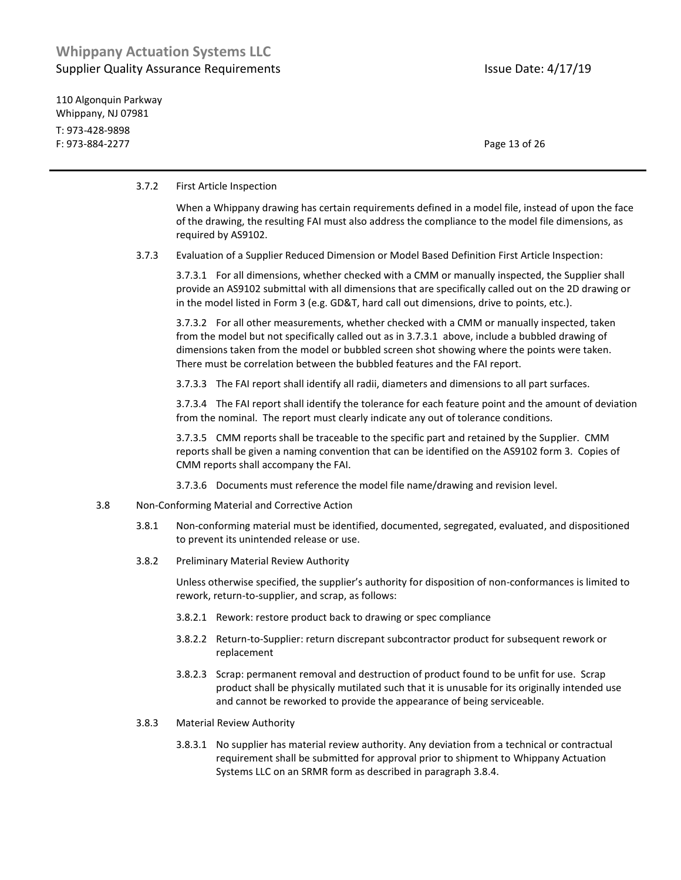3.7.2 First Article Inspection

When a Whippany drawing has certain requirements defined in a model file, instead of upon the face of the drawing, the resulting FAI must also address the compliance to the model file dimensions, as required by AS9102.

3.7.3 Evaluation of a Supplier Reduced Dimension or Model Based Definition First Article Inspection:

3.7.3.1 For all dimensions, whether checked with a CMM or manually inspected, the Supplier shall provide an AS9102 submittal with all dimensions that are specifically called out on the 2D drawing or in the model listed in Form 3 (e.g. GD&T, hard call out dimensions, drive to points, etc.).

3.7.3.2 For all other measurements, whether checked with a CMM or manually inspected, taken from the model but not specifically called out as in 3.7.3.1 above, include a bubbled drawing of dimensions taken from the model or bubbled screen shot showing where the points were taken. There must be correlation between the bubbled features and the FAI report.

3.7.3.3 The FAI report shall identify all radii, diameters and dimensions to all part surfaces.

3.7.3.4 The FAI report shall identify the tolerance for each feature point and the amount of deviation from the nominal. The report must clearly indicate any out of tolerance conditions.

3.7.3.5 CMM reports shall be traceable to the specific part and retained by the Supplier. CMM reports shall be given a naming convention that can be identified on the AS9102 form 3. Copies of CMM reports shall accompany the FAI.

3.7.3.6 Documents must reference the model file name/drawing and revision level.

3.8 Non-Conforming Material and Corrective Action

3.8.1 Non-conforming material must be identified, documented, segregated, evaluated, and dispositioned to prevent its unintended release or use.

3.8.2 Preliminary Material Review Authority

Unless otherwise specified, the supplier's authority for disposition of non-conformances is limited to rework, return-to-supplier, and scrap, as follows:

3.8.2.1 Rework: restore product back to drawing or spec compliance

3.8.2.2 Return-to-Supplier: return discrepant subcontractor product for subsequent rework or replacement

3.8.2.3 Scrap: permanent removal and destruction of product found to be unfit for use. Scrap product shall be physically mutilated such that it is unusable for its originally intended use and cannot be reworked to provide the appearance of being serviceable.

3.8.3 Material Review Authority

3.8.3.1 No supplier has material review authority. Any deviation from a technical or contractual requirement shall be submitted for approval prior to shipment to Whippany Actuation Systems LLC on an SRMR form as described in paragraph 3.8.4.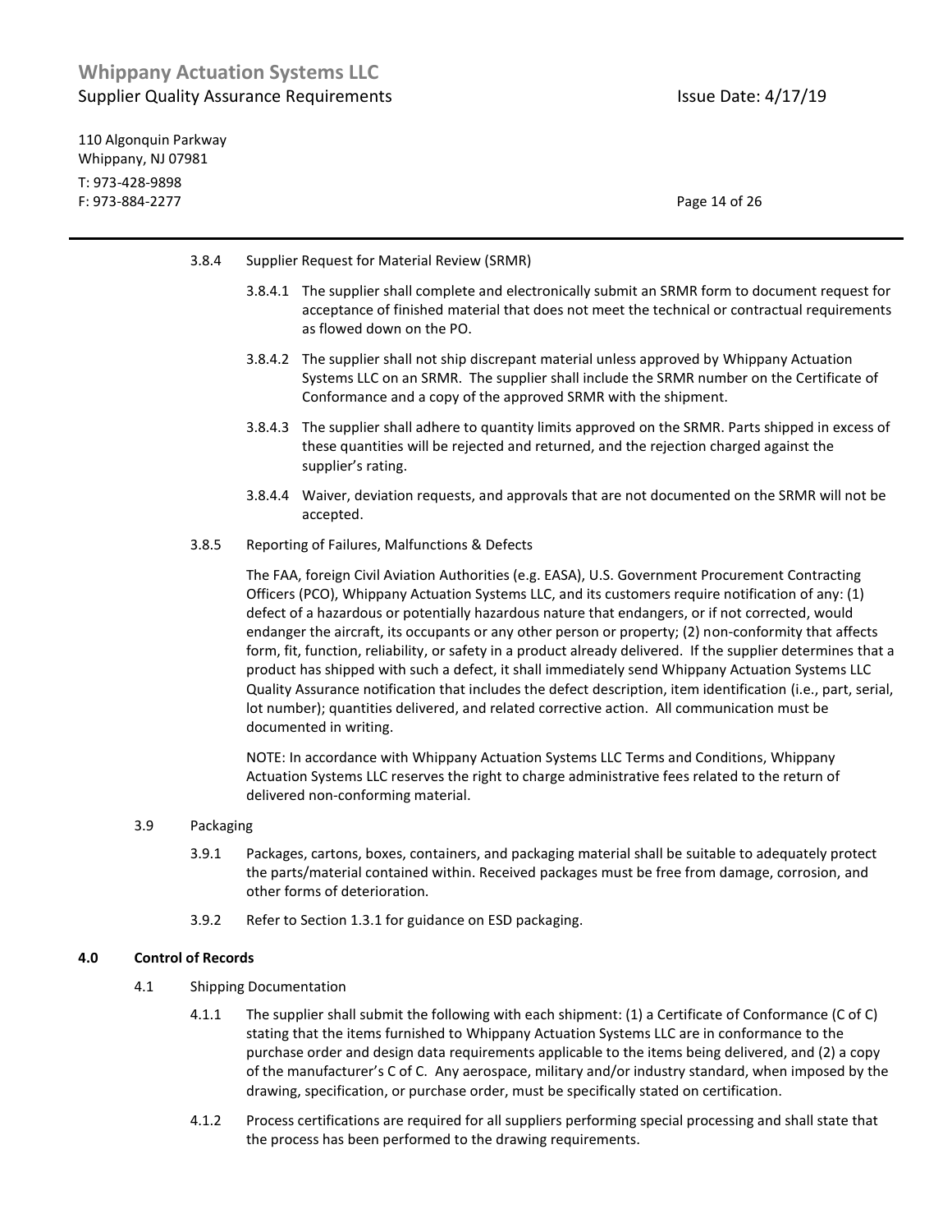3.8.4 Supplier Request for Material Review (SRMR)

3.8.4.1 The supplier shall complete and electronically submit an SRMR form to document request for acceptance of finished material that does not meet the technical or contractual requirements as flowed down on the PO.

3.8.4.2 The supplier shall not ship discrepant material unless approved by Whippany Actuation Systems LLC on an SRMR. The supplier shall include the SRMR number on the Certificate of Conformance and a copy of the approved SRMR with the shipment.

3.8.4.3 The supplier shall adhere to quantity limits approved on the SRMR. Parts shipped in excess of these quantities will be rejected and returned, and the rejection charged against the supplier's rating.

3.8.4.4 Waiver, deviation requests, and approvals that are not documented on the SRMR will not be accepted.

3.8.5 Reporting of Failures, Malfunctions & Defects

The FAA, foreign Civil Aviation Authorities (e.g. EASA), U.S. Government Procurement Contracting Officers (PCO), Whippany Actuation Systems LLC, and its customers require notification of any: (1) defect of a hazardous or potentially hazardous nature that endangers, or if not corrected, would endanger the aircraft, its occupants or any other person or property; (2) non-conformity that affects form, fit, function, reliability, or safety in a product already delivered. If the supplier determines that a product has shipped with such a defect, it shall immediately send Whippany Actuation Systems LLC Quality Assurance notification that includes the defect description, item identification (i.e., part, serial, lot number); quantities delivered, and related corrective action. All communication must be documented in writing.

NOTE: In accordance with Whippany Actuation Systems LLC Terms and Conditions, Whippany Actuation Systems LLC reserves the right to charge administrative fees related to the return of delivered non-conforming material.

3.9 Packaging

3.9.1 Packages, cartons, boxes, containers, and packaging material shall be suitable to adequately protect the parts/material contained within. Received packages must be free from damage, corrosion, and other forms of deterioration.

3.9.2 Refer to Section 1.3.1 for guidance on ESD packaging.

## 4.0 Control of Records

4.1 Shipping Documentation

4.1.1 The supplier shall submit the following with each shipment: (1) a Certificate of Conformance (C of C) stating that the items furnished to Whippany Actuation Systems LLC are in conformance to the purchase order and design data requirements applicable to the items being delivered, and (2) a copy of the manufacturer's C of C. Any aerospace, military and/or industry standard, when imposed by the drawing, specification, or purchase order, must be specifically stated on certification.

4.1.2 Process certifications are required for all suppliers performing special processing and shall state that the process has been performed to the drawing requirements.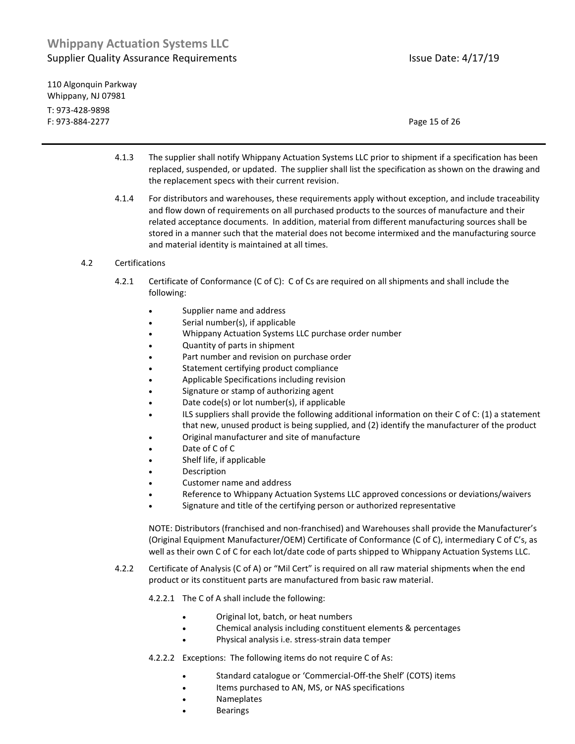4.1.3 The supplier shall notify Whippany Actuation Systems LLC prior to shipment if a specification has been replaced, suspended, or updated. The supplier shall list the specification as shown on the drawing and the replacement specs with their current revision.

4.1.4 For distributors and warehouses, these requirements apply without exception, and include traceability and flow down of requirements on all purchased products to the sources of manufacture and their related acceptance documents. In addition, material from different manufacturing sources shall be stored in a manner such that the material does not become intermixed and the manufacturing source and material identity is maintained at all times.

4.2 Certifications

4.2.1 Certificate of Conformance (C of C): C of Cs are required on all shipments and shall include the following:

- Supplier name and address
- Serial number(s), if applicable
- Whippany Actuation Systems LLC purchase order number
- Quantity of parts in shipment
- Part number and revision on purchase order
- Statement certifying product compliance
- Applicable Specifications including revision
- Signature or stamp of authorizing agent
- Date code(s) or lot number(s), if applicable
- ILS suppliers shall provide the following additional information on their C of C: (1) a statement that new, unused product is being supplied, and (2) identify the manufacturer of the product
- Original manufacturer and site of manufacture
- Date of C of C
- Shelf life, if applicable
- Description
- Customer name and address
- Reference to Whippany Actuation Systems LLC approved concessions or deviations/waivers
- Signature and title of the certifying person or authorized representative

NOTE: Distributors (franchised and non-franchised) and Warehouses shall provide the Manufacturer's (Original Equipment Manufacturer/OEM) Certificate of Conformance (C of C), intermediary C of C's, as well as their own C of C for each lot/date code of parts shipped to Whippany Actuation Systems LLC.

4.2.2 Certificate of Analysis (C of A) or "Mil Cert" is required on all raw material shipments when the end product or its constituent parts are manufactured from basic raw material.

4.2.2.1 The C of A shall include the following:

- Original lot, batch, or heat numbers
- Chemical analysis including constituent elements & percentages
- Physical analysis i.e. stress-strain data temper

4.2.2.2 Exceptions: The following items do not require C of As:

- Standard catalogue or 'Commercial-Off-the Shelf' (COTS) items
- Items purchased to AN, MS, or NAS specifications
- Nameplates
- Bearings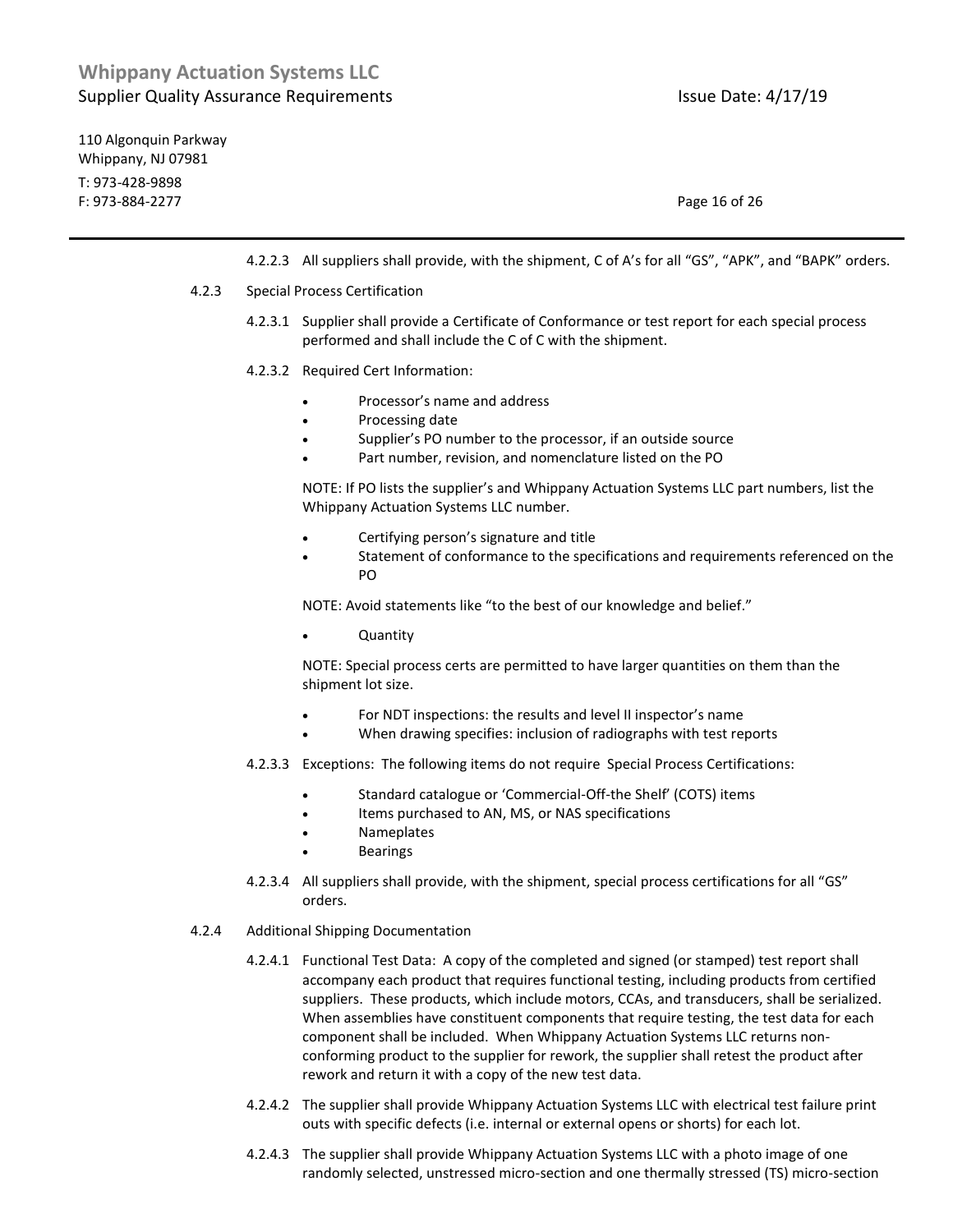4.2.2.3 All suppliers shall provide, with the shipment, C of A's for all "GS", "APK", and "BAPK" orders.

4.2.3 Special Process Certification

4.2.3.1 Supplier shall provide a Certificate of Conformance or test report for each special process performed and shall include the C of C with the shipment.

4.2.3.2 Required Cert Information:

- Processor's name and address
- Processing date
- Supplier's PO number to the processor, if an outside source
- Part number, revision, and nomenclature listed on the PO

NOTE: If PO lists the supplier's and Whippany Actuation Systems LLC part numbers, list the Whippany Actuation Systems LLC number.

- Certifying person's signature and title
- Statement of conformance to the specifications and requirements referenced on the PO

NOTE: Avoid statements like "to the best of our knowledge and belief."

- Quantity

NOTE: Special process certs are permitted to have larger quantities on them than the shipment lot size.

- For NDT inspections: the results and level II inspector's name
- When drawing specifies: inclusion of radiographs with test reports

4.2.3.3 Exceptions: The following items do not require Special Process Certifications:

- Standard catalogue or 'Commercial-Off-the Shelf' (COTS) items
- Items purchased to AN, MS, or NAS specifications
- Nameplates
- Bearings

4.2.3.4 All suppliers shall provide, with the shipment, special process certifications for all "GS" orders.

4.2.4 Additional Shipping Documentation

4.2.4.1 Functional Test Data: A copy of the completed and signed (or stamped) test report shall accompany each product that requires functional testing, including products from certified suppliers. These products, which include motors, CCAs, and transducers, shall be serialized. When assemblies have constituent components that require testing, the test data for each component shall be included. When Whippany Actuation Systems LLC returns non-conforming product to the supplier for rework, the supplier shall retest the product after rework and return it with a copy of the new test data.

4.2.4.2 The supplier shall provide Whippany Actuation Systems LLC with electrical test failure print outs with specific defects (i.e. internal or external opens or shorts) for each lot.

4.2.4.3 The supplier shall provide Whippany Actuation Systems LLC with a photo image of one randomly selected, unstressed micro-section and one thermally stressed (TS) micro-section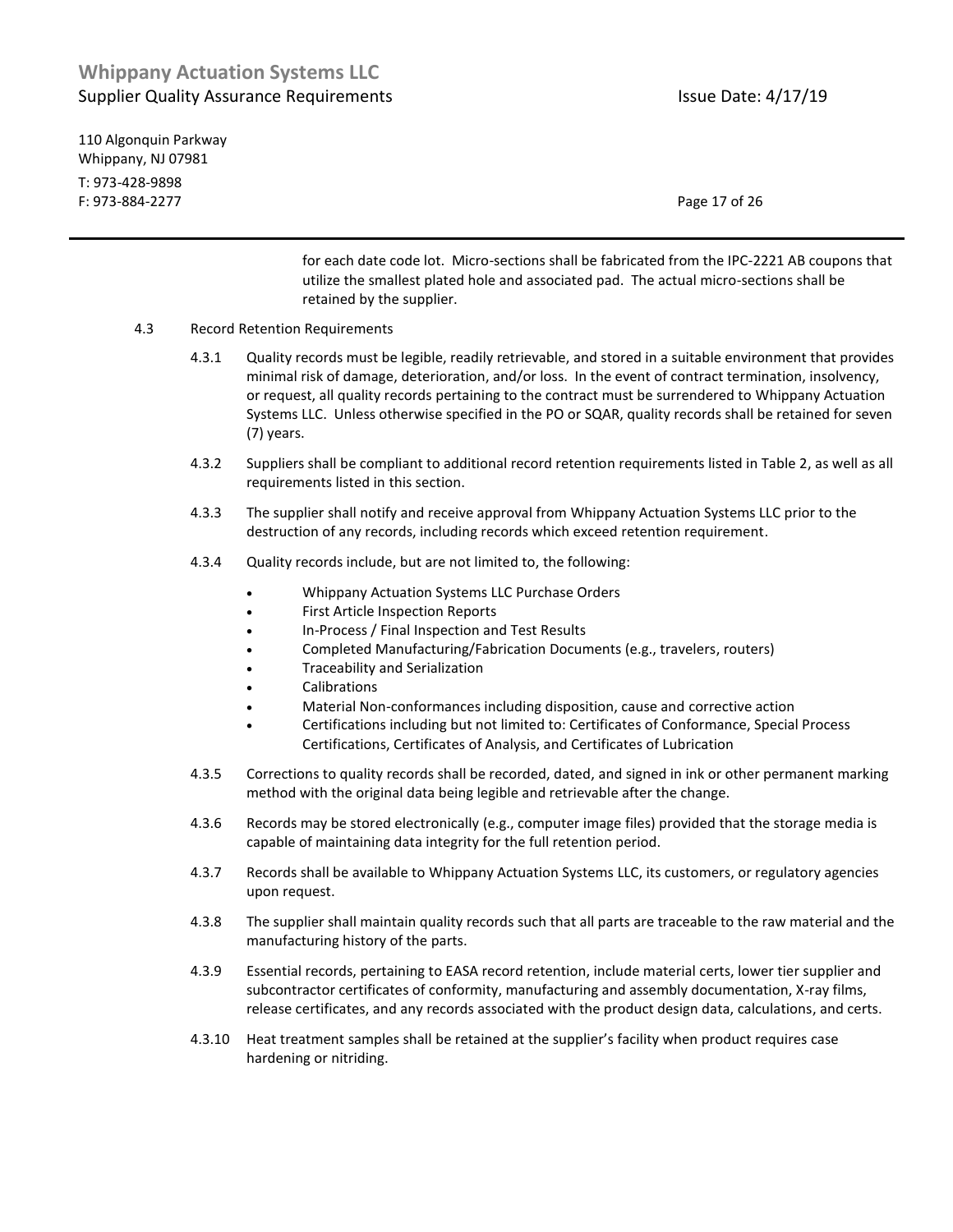for each date code lot. Micro-sections shall be fabricated from the IPC-2221 AB coupons that utilize the smallest plated hole and associated pad. The actual micro-sections shall be retained by the supplier.

4.3 Record Retention Requirements

4.3.1 Quality records must be legible, readily retrievable, and stored in a suitable environment that provides minimal risk of damage, deterioration, and/or loss. In the event of contract termination, insolvency, or request, all quality records pertaining to the contract must be surrendered to Whippany Actuation Systems LLC. Unless otherwise specified in the PO or SQAR, quality records shall be retained for seven (7) years.

4.3.2 Suppliers shall be compliant to additional record retention requirements listed in Table 2, as well as all requirements listed in this section.

4.3.3 The supplier shall notify and receive approval from Whippany Actuation Systems LLC prior to the destruction of any records, including records which exceed retention requirement.

4.3.4 Quality records include, but are not limited to, the following:

- Whippany Actuation Systems LLC Purchase Orders
- First Article Inspection Reports
- In-Process / Final Inspection and Test Results
- Completed Manufacturing/Fabrication Documents (e.g., travelers, routers)
- Traceability and Serialization
- Calibrations
- Material Non-conformances including disposition, cause and corrective action
- Certifications including but not limited to: Certificates of Conformance, Special Process Certifications, Certificates of Analysis, and Certificates of Lubrication

4.3.5 Corrections to quality records shall be recorded, dated, and signed in ink or other permanent marking method with the original data being legible and retrievable after the change.

4.3.6 Records may be stored electronically (e.g., computer image files) provided that the storage media is capable of maintaining data integrity for the full retention period.

4.3.7 Records shall be available to Whippany Actuation Systems LLC, its customers, or regulatory agencies upon request.

4.3.8 The supplier shall maintain quality records such that all parts are traceable to the raw material and the manufacturing history of the parts.

4.3.9 Essential records, pertaining to EASA record retention, include material certs, lower tier supplier and subcontractor certificates of conformity, manufacturing and assembly documentation, X-ray films, release certificates, and any records associated with the product design data, calculations, and certs.

4.3.10 Heat treatment samples shall be retained at the supplier's facility when product requires case hardening or nitriding.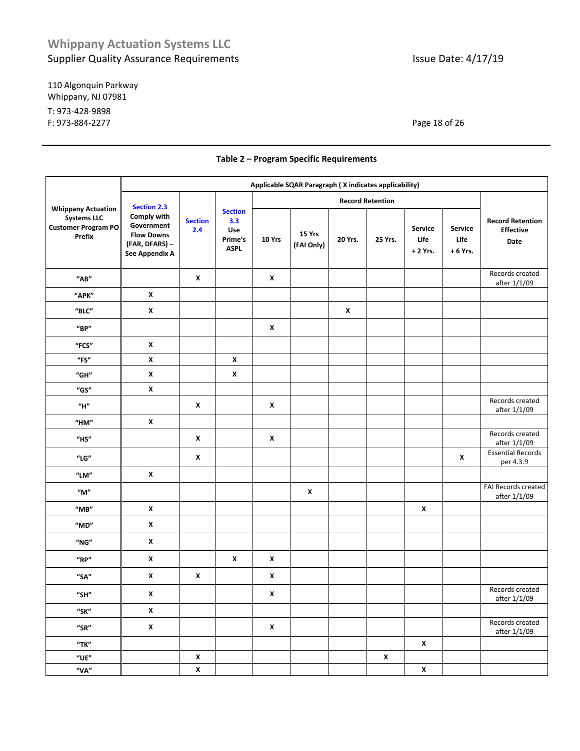## Table 2 – Program Specific Requirements

| Whippany Actuation Systems LLC Customer Program PO Prefix | Applicable SQAR Paragraph ( X indicates applicability) | | | | | | | | | |
|---|---|---|---|---|---|---|---|---|---|---|
| | Section 2.3 Comply with Government Flow Downs (FAR, DFARS) – See Appendix A | Section 2.4 | Section 3.3 Use Prime's ASPL | Record Retention | | | | | | Record Retention Effective Date |
| | | | | 10 Yrs | 15 Yrs (FAI Only) | 20 Yrs. | 25 Yrs. | Service Life + 2 Yrs. | Service Life + 6 Yrs. | |
| "AB" | | X | | X | | | | | | Records created after 1/1/09 |
| "APK" | X | | | | | | | | | |
| "BLC" | X | | | | | X | | | | |
| "BP" | | | | X | | | | | | |
| "FCS" | X | | | | | | | | | |
| "FS" | X | | X | | | | | | | |
| "GH" | X | | X | | | | | | | |
| "GS" | X | | | | | | | | | |
| "H" | | X | | X | | | | | | Records created after 1/1/09 |
| "HM" | X | | | | | | | | | |
| "HS" | | X | | X | | | | | | Records created after 1/1/09 |
| "LG" | | X | | | | | | | X | Essential Records per 4.3.9 |
| "LM" | X | | | | | | | | | |
| "M" | | | | | X | | | | | FAI Records created after 1/1/09 |
| "MB" | X | | | | | | | X | | |
| "MD" | X | | | | | | | | | |
| "NG" | X | | | | | | | | | |
| "RP" | X | | X | X | | | | | | |
| "SA" | X | X | | X | | | | | | |
| "SH" | X | | | X | | | | | | Records created after 1/1/09 |
| "SK" | X | | | | | | | | | |
| "SR" | X | | | X | | | | | | Records created after 1/1/09 |
| "TK" | | | | | | | | X | | |
| "UE" | | X | | | | | X | | | |
| "VA" | | X | | | | | | X | | |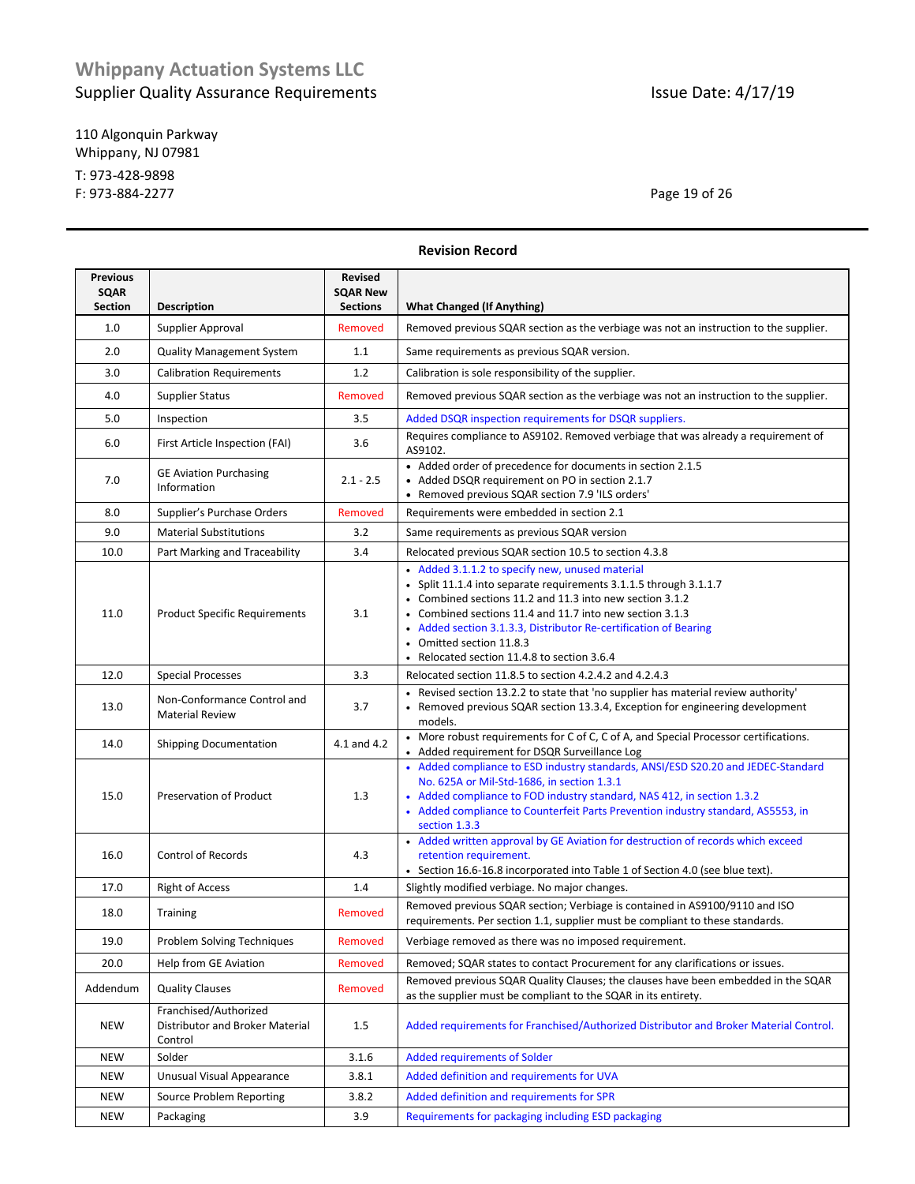## Revision Record

| Previous SQAR Section | Description | Revised SQAR New Sections | What Changed (If Anything) |
|---|---|---|---|
| 1.0 | Supplier Approval | Removed | Removed previous SQAR section as the verbiage was not an instruction to the supplier. |
| 2.0 | Quality Management System | 1.1 | Same requirements as previous SQAR version. |
| 3.0 | Calibration Requirements | 1.2 | Calibration is sole responsibility of the supplier. |
| 4.0 | Supplier Status | Removed | Removed previous SQAR section as the verbiage was not an instruction to the supplier. |
| 5.0 | Inspection | 3.5 | Added DSQR inspection requirements for DSQR suppliers. |
| 6.0 | First Article Inspection (FAI) | 3.6 | Requires compliance to AS9102. Removed verbiage that was already a requirement of AS9102. |
| 7.0 | GE Aviation Purchasing Information | 2.1 - 2.5 | • Added order of precedence for documents in section 2.1.5<br>• Added DSQR requirement on PO in section 2.1.7<br>• Removed previous SQAR section 7.9 'ILS orders' |
| 8.0 | Supplier's Purchase Orders | Removed | Requirements were embedded in section 2.1 |
| 9.0 | Material Substitutions | 3.2 | Same requirements as previous SQAR version |
| 10.0 | Part Marking and Traceability | 3.4 | Relocated previous SQAR section 10.5 to section 4.3.8 |
| 11.0 | Product Specific Requirements | 3.1 | • Added 3.1.1.2 to specify new, unused material<br>• Split 11.1.4 into separate requirements 3.1.1.5 through 3.1.1.7<br>• Combined sections 11.2 and 11.3 into new section 3.1.2<br>• Combined sections 11.4 and 11.7 into new section 3.1.3<br>• Added section 3.1.3.3, Distributor Re-certification of Bearing<br>• Omitted section 11.8.3<br>• Relocated section 11.4.8 to section 3.6.4 |
| 12.0 | Special Processes | 3.3 | Relocated section 11.8.5 to section 4.2.4.2 and 4.2.4.3 |
| 13.0 | Non-Conformance Control and Material Review | 3.7 | • Revised section 13.2.2 to state that 'no supplier has material review authority'<br>• Removed previous SQAR section 13.3.4, Exception for engineering development models. |
| 14.0 | Shipping Documentation | 4.1 and 4.2 | • More robust requirements for C of C, C of A, and Special Processor certifications.<br>• Added requirement for DSQR Surveillance Log |
| 15.0 | Preservation of Product | 1.3 | • Added compliance to ESD industry standards, ANSI/ESD S20.20 and JEDEC-Standard No. 625A or Mil-Std-1686, in section 1.3.1<br>• Added compliance to FOD industry standard, NAS 412, in section 1.3.2<br>• Added compliance to Counterfeit Parts Prevention industry standard, AS5553, in section 1.3.3 |
| 16.0 | Control of Records | 4.3 | • Added written approval by GE Aviation for destruction of records which exceed retention requirement.<br>• Section 16.6-16.8 incorporated into Table 1 of Section 4.0 (see blue text). |
| 17.0 | Right of Access | 1.4 | Slightly modified verbiage. No major changes. |
| 18.0 | Training | Removed | Removed previous SQAR section; Verbiage is contained in AS9100/9110 and ISO requirements. Per section 1.1, supplier must be compliant to these standards. |
| 19.0 | Problem Solving Techniques | Removed | Verbiage removed as there was no imposed requirement. |
| 20.0 | Help from GE Aviation | Removed | Removed; SQAR states to contact Procurement for any clarifications or issues. |
| Addendum | Quality Clauses | Removed | Removed previous SQAR Quality Clauses; the clauses have been embedded in the SQAR as the supplier must be compliant to the SQAR in its entirety. |
| NEW | Franchised/Authorized Distributor and Broker Material Control | 1.5 | Added requirements for Franchised/Authorized Distributor and Broker Material Control. |
| NEW | Solder | 3.1.6 | Added requirements of Solder |
| NEW | Unusual Visual Appearance | 3.8.1 | Added definition and requirements for UVA |
| NEW | Source Problem Reporting | 3.8.2 | Added definition and requirements for SPR |
| NEW | Packaging | 3.9 | Requirements for packaging including ESD packaging |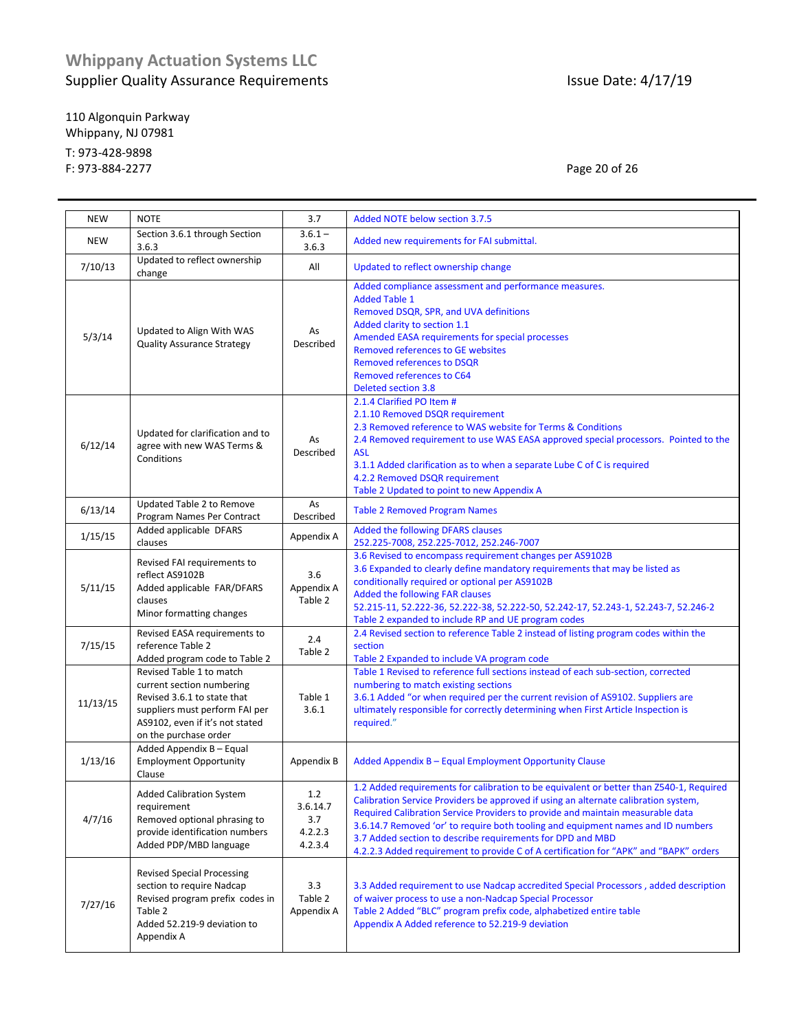| NEW | NOTE | 3.7 | Added NOTE below section 3.7.5 |
|---|---|---|---|
| NEW | Section 3.6.1 through Section 3.6.3 | 3.6.1 – 3.6.3 | Added new requirements for FAI submittal. |
| 7/10/13 | Updated to reflect ownership change | All | Updated to reflect ownership change |
| 5/3/14 | Updated to Align With WAS Quality Assurance Strategy | As Described | Added compliance assessment and performance measures.<br>Added Table 1<br>Removed DSQR, SPR, and UVA definitions<br>Added clarity to section 1.1<br>Amended EASA requirements for special processes<br>Removed references to GE websites<br>Removed references to DSQR<br>Removed references to C64<br>Deleted section 3.8 |
| 6/12/14 | Updated for clarification and to agree with new WAS Terms & Conditions | As Described | 2.1.4 Clarified PO Item #<br>2.1.10 Removed DSQR requirement<br>2.3 Removed reference to WAS website for Terms & Conditions<br>2.4 Removed requirement to use WAS EASA approved special processors. Pointed to the ASL<br>3.1.1 Added clarification as to when a separate Lube C of C is required<br>4.2.2 Removed DSQR requirement<br>Table 2 Updated to point to new Appendix A |
| 6/13/14 | Updated Table 2 to Remove Program Names Per Contract | As Described | Table 2 Removed Program Names |
| 1/15/15 | Added applicable DFARS clauses | Appendix A | Added the following DFARS clauses<br>252.225-7008, 252.225-7012, 252.246-7007 |
| 5/11/15 | Revised FAI requirements to reflect AS9102B<br>Added applicable FAR/DFARS clauses<br>Minor formatting changes | 3.6<br>Appendix A<br>Table 2 | 3.6 Revised to encompass requirement changes per AS9102B<br>3.6 Expanded to clearly define mandatory requirements that may be listed as conditionally required or optional per AS9102B<br>Added the following FAR clauses<br>52.215-11, 52.222-36, 52.222-38, 52.222-50, 52.242-17, 52.243-1, 52.243-7, 52.246-2<br>Table 2 expanded to include RP and UE program codes |
| 7/15/15 | Revised EASA requirements to reference Table 2<br>Added program code to Table 2 | 2.4<br>Table 2 | 2.4 Revised section to reference Table 2 instead of listing program codes within the section<br>Table 2 Expanded to include VA program code |
| 11/13/15 | Revised Table 1 to match current section numbering<br>Revised 3.6.1 to state that suppliers must perform FAI per AS9102, even if it's not stated on the purchase order | Table 1<br>3.6.1 | Table 1 Revised to reference full sections instead of each sub-section, corrected numbering to match existing sections<br>3.6.1 Added "or when required per the current revision of AS9102. Suppliers are ultimately responsible for correctly determining when First Article Inspection is required." |
| 1/13/16 | Added Appendix B – Equal Employment Opportunity Clause | Appendix B | Added Appendix B – Equal Employment Opportunity Clause |
| 4/7/16 | Added Calibration System requirement<br>Removed optional phrasing to provide identification numbers<br>Added PDP/MBD language | 1.2<br>3.6.14.7<br>3.7<br>4.2.2.3<br>4.2.3.4 | 1.2 Added requirements for calibration to be equivalent or better than Z540-1, Required Calibration Service Providers be approved if using an alternate calibration system, Required Calibration Service Providers to provide and maintain measurable data<br>3.6.14.7 Removed 'or' to require both tooling and equipment names and ID numbers<br>3.7 Added section to describe requirements for DPD and MBD<br>4.2.2.3 Added requirement to provide C of A certification for "APK" and "BAPK" orders |
| 7/27/16 | Revised Special Processing section to require Nadcap<br>Revised program prefix codes in Table 2<br>Added 52.219-9 deviation to Appendix A | 3.3<br>Table 2<br>Appendix A | 3.3 Added requirement to use Nadcap accredited Special Processors , added description of waiver process to use a non-Nadcap Special Processor<br>Table 2 Added "BLC" program prefix code, alphabetized entire table<br>Appendix A Added reference to 52.219-9 deviation |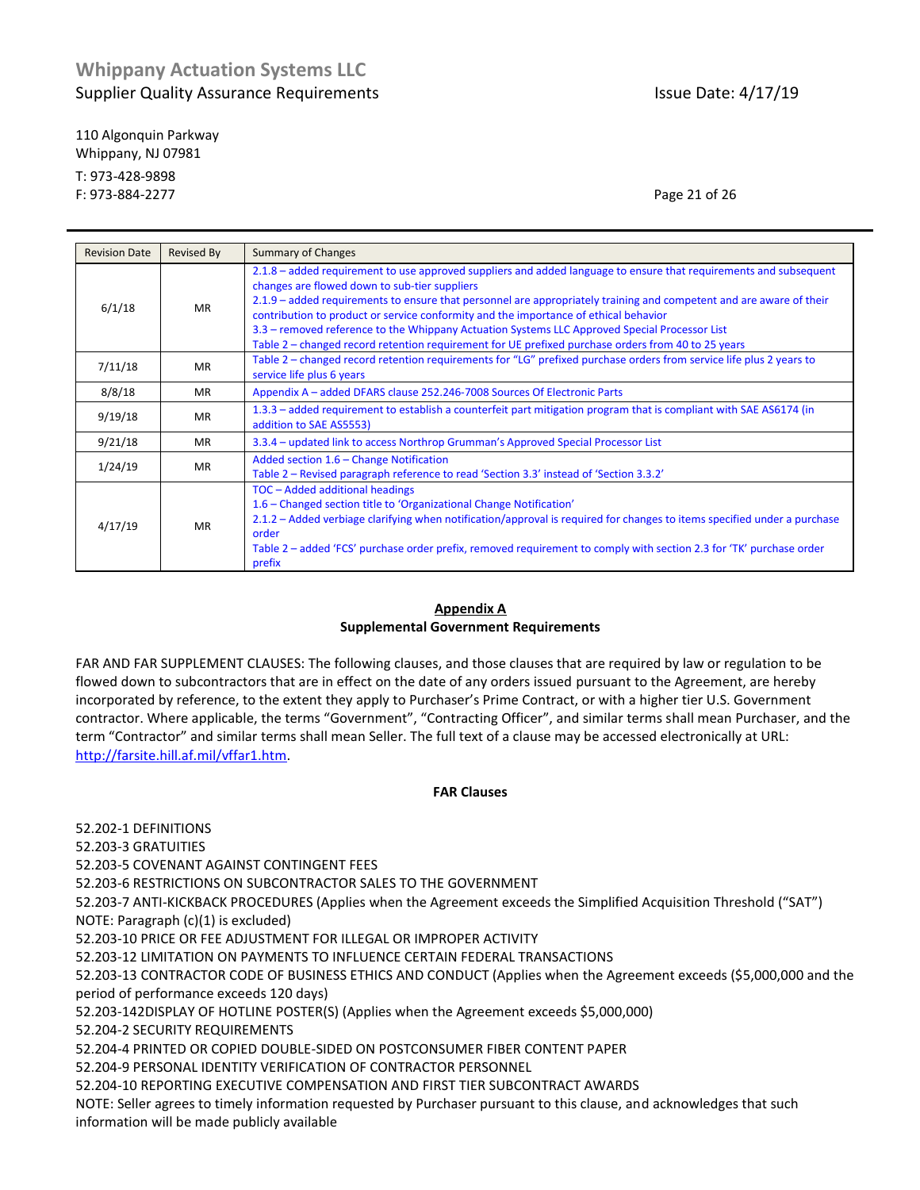| Revision Date | Revised By | Summary of Changes |
|---|---|---|
| 6/1/18 | MR | 2.1.8 – added requirement to use approved suppliers and added language to ensure that requirements and subsequent changes are flowed down to sub-tier suppliers<br>2.1.9 – added requirements to ensure that personnel are appropriately training and competent and are aware of their contribution to product or service conformity and the importance of ethical behavior<br>3.3 – removed reference to the Whippany Actuation Systems LLC Approved Special Processor List<br>Table 2 – changed record retention requirement for UE prefixed purchase orders from 40 to 25 years |
| 7/11/18 | MR | Table 2 – changed record retention requirements for "LG" prefixed purchase orders from service life plus 2 years to service life plus 6 years |
| 8/8/18 | MR | Appendix A – added DFARS clause 252.246-7008 Sources Of Electronic Parts |
| 9/19/18 | MR | 1.3.3 – added requirement to establish a counterfeit part mitigation program that is compliant with SAE AS6174 (in addition to SAE AS5553) |
| 9/21/18 | MR | 3.3.4 – updated link to access Northrop Grumman's Approved Special Processor List |
| 1/24/19 | MR | Added section 1.6 – Change Notification<br>Table 2 – Revised paragraph reference to read 'Section 3.3' instead of 'Section 3.3.2' |
| 4/17/19 | MR | TOC – Added additional headings<br>1.6 – Changed section title to 'Organizational Change Notification'<br>2.1.2 – Added verbiage clarifying when notification/approval is required for changes to items specified under a purchase order<br>Table 2 – added 'FCS' purchase order prefix, removed requirement to comply with section 2.3 for 'TK' purchase order prefix |

## Appendix A
### Supplemental Government Requirements

FAR AND FAR SUPPLEMENT CLAUSES: The following clauses, and those clauses that are required by law or regulation to be flowed down to subcontractors that are in effect on the date of any orders issued pursuant to the Agreement, are hereby incorporated by reference, to the extent they apply to Purchaser's Prime Contract, or with a higher tier U.S. Government contractor. Where applicable, the terms "Government", "Contracting Officer", and similar terms shall mean Purchaser, and the term "Contractor" and similar terms shall mean Seller. The full text of a clause may be accessed electronically at URL: http://farsite.hill.af.mil/vffar1.htm.

**FAR Clauses**

52.202-1 DEFINITIONS
52.203-3 GRATUITIES
52.203-5 COVENANT AGAINST CONTINGENT FEES
52.203-6 RESTRICTIONS ON SUBCONTRACTOR SALES TO THE GOVERNMENT
52.203-7 ANTI-KICKBACK PROCEDURES (Applies when the Agreement exceeds the Simplified Acquisition Threshold ("SAT") NOTE: Paragraph (c)(1) is excluded)
52.203-10 PRICE OR FEE ADJUSTMENT FOR ILLEGAL OR IMPROPER ACTIVITY
52.203-12 LIMITATION ON PAYMENTS TO INFLUENCE CERTAIN FEDERAL TRANSACTIONS
52.203-13 CONTRACTOR CODE OF BUSINESS ETHICS AND CONDUCT (Applies when the Agreement exceeds ($5,000,000 and the period of performance exceeds 120 days)
52.203-142DISPLAY OF HOTLINE POSTER(S) (Applies when the Agreement exceeds $5,000,000)
52.204-2 SECURITY REQUIREMENTS
52.204-4 PRINTED OR COPIED DOUBLE-SIDED ON POSTCONSUMER FIBER CONTENT PAPER
52.204-9 PERSONAL IDENTITY VERIFICATION OF CONTRACTOR PERSONNEL
52.204-10 REPORTING EXECUTIVE COMPENSATION AND FIRST TIER SUBCONTRACT AWARDS
NOTE: Seller agrees to timely information requested by Purchaser pursuant to this clause, and acknowledges that such information will be made publicly available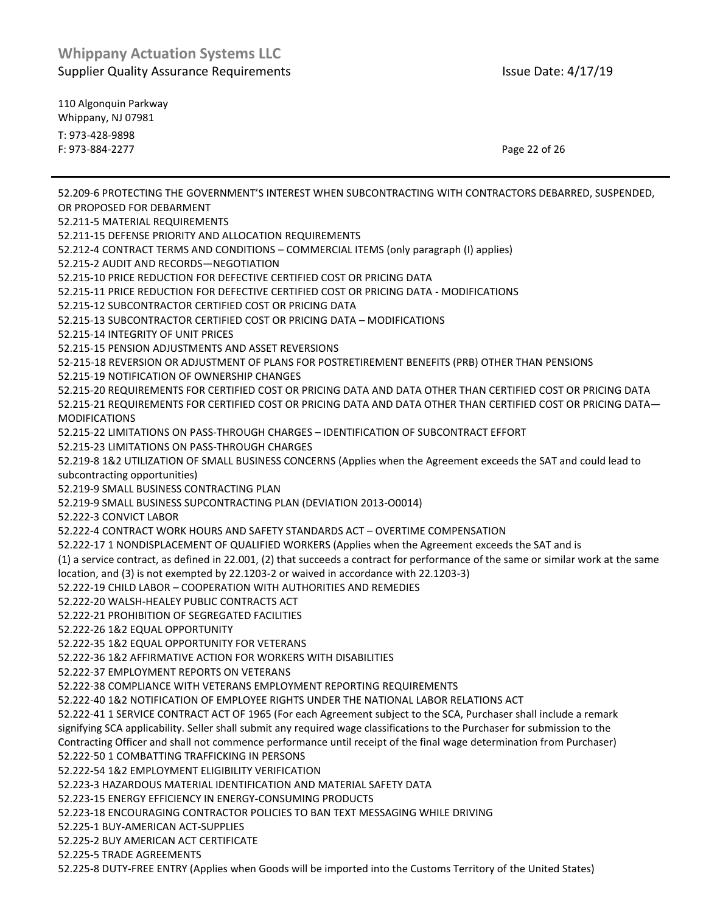52.209-6 PROTECTING THE GOVERNMENT'S INTEREST WHEN SUBCONTRACTING WITH CONTRACTORS DEBARRED, SUSPENDED, OR PROPOSED FOR DEBARMENT
52.211-5 MATERIAL REQUIREMENTS
52.211-15 DEFENSE PRIORITY AND ALLOCATION REQUIREMENTS
52.212-4 CONTRACT TERMS AND CONDITIONS – COMMERCIAL ITEMS (only paragraph (I) applies)
52.215-2 AUDIT AND RECORDS—NEGOTIATION
52.215-10 PRICE REDUCTION FOR DEFECTIVE CERTIFIED COST OR PRICING DATA
52.215-11 PRICE REDUCTION FOR DEFECTIVE CERTIFIED COST OR PRICING DATA - MODIFICATIONS
52.215-12 SUBCONTRACTOR CERTIFIED COST OR PRICING DATA
52.215-13 SUBCONTRACTOR CERTIFIED COST OR PRICING DATA – MODIFICATIONS
52.215-14 INTEGRITY OF UNIT PRICES
52.215-15 PENSION ADJUSTMENTS AND ASSET REVERSIONS
52-215-18 REVERSION OR ADJUSTMENT OF PLANS FOR POSTRETIREMENT BENEFITS (PRB) OTHER THAN PENSIONS
52.215-19 NOTIFICATION OF OWNERSHIP CHANGES
52.215-20 REQUIREMENTS FOR CERTIFIED COST OR PRICING DATA AND DATA OTHER THAN CERTIFIED COST OR PRICING DATA
52.215-21 REQUIREMENTS FOR CERTIFIED COST OR PRICING DATA AND DATA OTHER THAN CERTIFIED COST OR PRICING DATA—MODIFICATIONS
52.215-22 LIMITATIONS ON PASS-THROUGH CHARGES – IDENTIFICATION OF SUBCONTRACT EFFORT
52.215-23 LIMITATIONS ON PASS-THROUGH CHARGES
52.219-8 1&2 UTILIZATION OF SMALL BUSINESS CONCERNS (Applies when the Agreement exceeds the SAT and could lead to subcontracting opportunities)
52.219-9 SMALL BUSINESS CONTRACTING PLAN
52.219-9 SMALL BUSINESS SUPCONTRACTING PLAN (DEVIATION 2013-O0014)
52.222-3 CONVICT LABOR
52.222-4 CONTRACT WORK HOURS AND SAFETY STANDARDS ACT – OVERTIME COMPENSATION
52.222-17 1 NONDISPLACEMENT OF QUALIFIED WORKERS (Applies when the Agreement exceeds the SAT and is (1) a service contract, as defined in 22.001, (2) that succeeds a contract for performance of the same or similar work at the same location, and (3) is not exempted by 22.1203-2 or waived in accordance with 22.1203-3)
52.222-19 CHILD LABOR – COOPERATION WITH AUTHORITIES AND REMEDIES
52.222-20 WALSH-HEALEY PUBLIC CONTRACTS ACT
52.222-21 PROHIBITION OF SEGREGATED FACILITIES
52.222-26 1&2 EQUAL OPPORTUNITY
52.222-35 1&2 EQUAL OPPORTUNITY FOR VETERANS
52.222-36 1&2 AFFIRMATIVE ACTION FOR WORKERS WITH DISABILITIES
52.222-37 EMPLOYMENT REPORTS ON VETERANS
52.222-38 COMPLIANCE WITH VETERANS EMPLOYMENT REPORTING REQUIREMENTS
52.222-40 1&2 NOTIFICATION OF EMPLOYEE RIGHTS UNDER THE NATIONAL LABOR RELATIONS ACT
52.222-41 1 SERVICE CONTRACT ACT OF 1965 (For each Agreement subject to the SCA, Purchaser shall include a remark signifying SCA applicability. Seller shall submit any required wage classifications to the Purchaser for submission to the Contracting Officer and shall not commence performance until receipt of the final wage determination from Purchaser)
52.222-50 1 COMBATTING TRAFFICKING IN PERSONS
52.222-54 1&2 EMPLOYMENT ELIGIBILITY VERIFICATION
52.223-3 HAZARDOUS MATERIAL IDENTIFICATION AND MATERIAL SAFETY DATA
52.223-15 ENERGY EFFICIENCY IN ENERGY-CONSUMING PRODUCTS
52.223-18 ENCOURAGING CONTRACTOR POLICIES TO BAN TEXT MESSAGING WHILE DRIVING
52.225-1 BUY-AMERICAN ACT-SUPPLIES
52.225-2 BUY AMERICAN ACT CERTIFICATE
52.225-5 TRADE AGREEMENTS
52.225-8 DUTY-FREE ENTRY (Applies when Goods will be imported into the Customs Territory of the United States)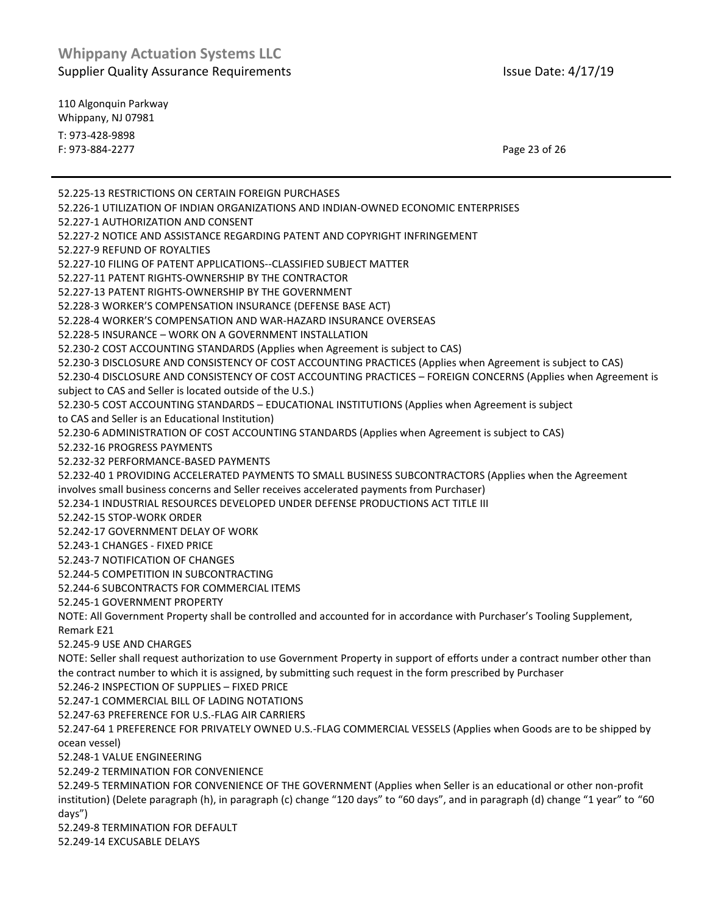52.225-13 RESTRICTIONS ON CERTAIN FOREIGN PURCHASES
52.226-1 UTILIZATION OF INDIAN ORGANIZATIONS AND INDIAN-OWNED ECONOMIC ENTERPRISES
52.227-1 AUTHORIZATION AND CONSENT
52.227-2 NOTICE AND ASSISTANCE REGARDING PATENT AND COPYRIGHT INFRINGEMENT
52.227-9 REFUND OF ROYALTIES
52.227-10 FILING OF PATENT APPLICATIONS--CLASSIFIED SUBJECT MATTER
52.227-11 PATENT RIGHTS-OWNERSHIP BY THE CONTRACTOR
52.227-13 PATENT RIGHTS-OWNERSHIP BY THE GOVERNMENT
52.228-3 WORKER'S COMPENSATION INSURANCE (DEFENSE BASE ACT)
52.228-4 WORKER'S COMPENSATION AND WAR-HAZARD INSURANCE OVERSEAS
52.228-5 INSURANCE – WORK ON A GOVERNMENT INSTALLATION
52.230-2 COST ACCOUNTING STANDARDS (Applies when Agreement is subject to CAS)
52.230-3 DISCLOSURE AND CONSISTENCY OF COST ACCOUNTING PRACTICES (Applies when Agreement is subject to CAS)
52.230-4 DISCLOSURE AND CONSISTENCY OF COST ACCOUNTING PRACTICES – FOREIGN CONCERNS (Applies when Agreement is subject to CAS and Seller is located outside of the U.S.)
52.230-5 COST ACCOUNTING STANDARDS – EDUCATIONAL INSTITUTIONS (Applies when Agreement is subject to CAS and Seller is an Educational Institution)
52.230-6 ADMINISTRATION OF COST ACCOUNTING STANDARDS (Applies when Agreement is subject to CAS)
52.232-16 PROGRESS PAYMENTS
52.232-32 PERFORMANCE-BASED PAYMENTS
52.232-40 1 PROVIDING ACCELERATED PAYMENTS TO SMALL BUSINESS SUBCONTRACTORS (Applies when the Agreement involves small business concerns and Seller receives accelerated payments from Purchaser)
52.234-1 INDUSTRIAL RESOURCES DEVELOPED UNDER DEFENSE PRODUCTIONS ACT TITLE III
52.242-15 STOP-WORK ORDER
52.242-17 GOVERNMENT DELAY OF WORK
52.243-1 CHANGES - FIXED PRICE
52.243-7 NOTIFICATION OF CHANGES
52.244-5 COMPETITION IN SUBCONTRACTING
52.244-6 SUBCONTRACTS FOR COMMERCIAL ITEMS
52.245-1 GOVERNMENT PROPERTY
NOTE: All Government Property shall be controlled and accounted for in accordance with Purchaser's Tooling Supplement, Remark E21
52.245-9 USE AND CHARGES
NOTE: Seller shall request authorization to use Government Property in support of efforts under a contract number other than the contract number to which it is assigned, by submitting such request in the form prescribed by Purchaser
52.246-2 INSPECTION OF SUPPLIES – FIXED PRICE
52.247-1 COMMERCIAL BILL OF LADING NOTATIONS
52.247-63 PREFERENCE FOR U.S.-FLAG AIR CARRIERS
52.247-64 1 PREFERENCE FOR PRIVATELY OWNED U.S.-FLAG COMMERCIAL VESSELS (Applies when Goods are to be shipped by ocean vessel)
52.248-1 VALUE ENGINEERING
52.249-2 TERMINATION FOR CONVENIENCE
52.249-5 TERMINATION FOR CONVENIENCE OF THE GOVERNMENT (Applies when Seller is an educational or other non-profit institution) (Delete paragraph (h), in paragraph (c) change "120 days" to "60 days", and in paragraph (d) change "1 year" to "60 days")
52.249-8 TERMINATION FOR DEFAULT
52.249-14 EXCUSABLE DELAYS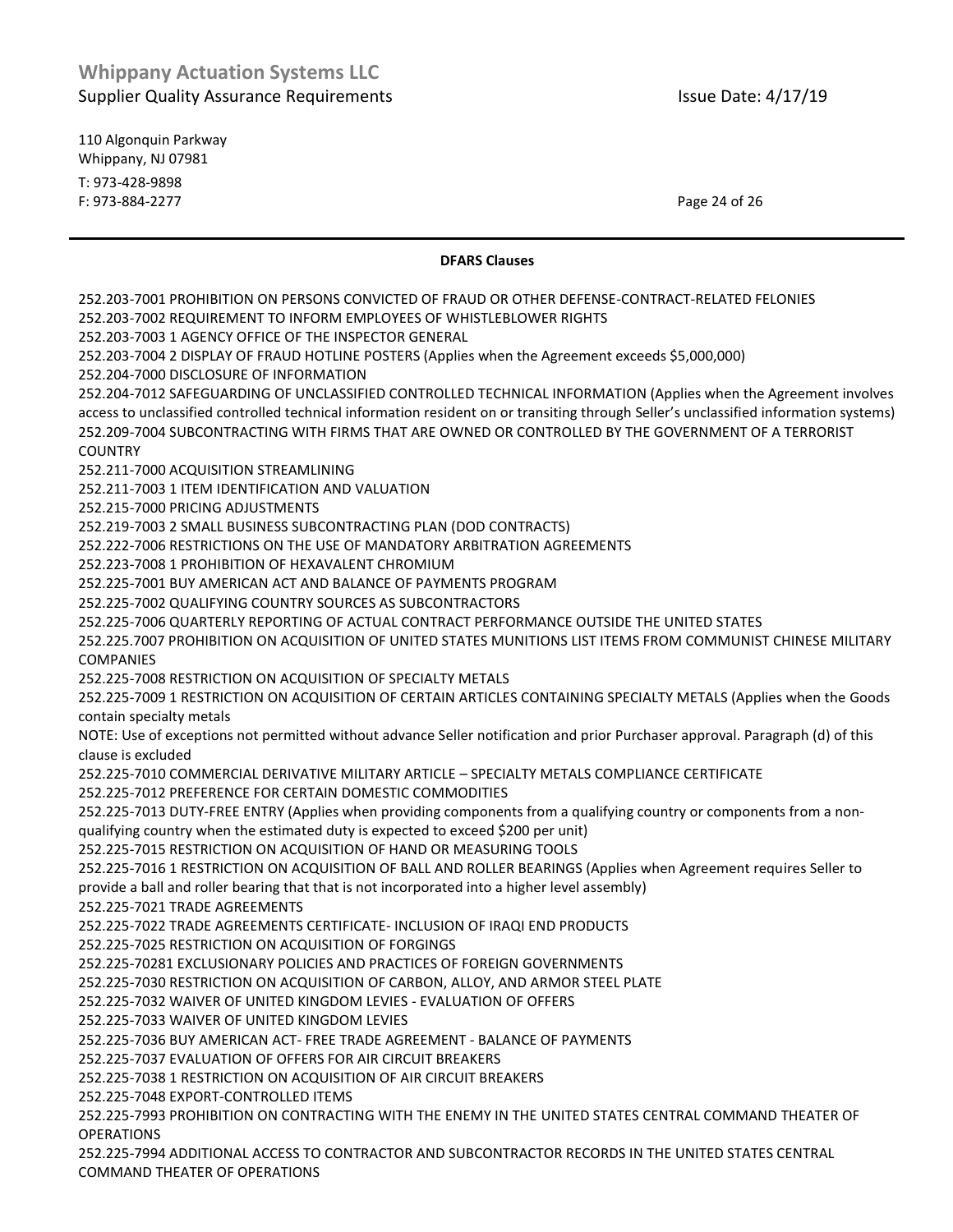**DFARS Clauses**

252.203-7001 PROHIBITION ON PERSONS CONVICTED OF FRAUD OR OTHER DEFENSE-CONTRACT-RELATED FELONIES
252.203-7002 REQUIREMENT TO INFORM EMPLOYEES OF WHISTLEBLOWER RIGHTS
252.203-7003 1 AGENCY OFFICE OF THE INSPECTOR GENERAL
252.203-7004 2 DISPLAY OF FRAUD HOTLINE POSTERS (Applies when the Agreement exceeds $5,000,000)
252.204-7000 DISCLOSURE OF INFORMATION
252.204-7012 SAFEGUARDING OF UNCLASSIFIED CONTROLLED TECHNICAL INFORMATION (Applies when the Agreement involves access to unclassified controlled technical information resident on or transiting through Seller's unclassified information systems)
252.209-7004 SUBCONTRACTING WITH FIRMS THAT ARE OWNED OR CONTROLLED BY THE GOVERNMENT OF A TERRORIST COUNTRY
252.211-7000 ACQUISITION STREAMLINING
252.211-7003 1 ITEM IDENTIFICATION AND VALUATION
252.215-7000 PRICING ADJUSTMENTS
252.219-7003 2 SMALL BUSINESS SUBCONTRACTING PLAN (DOD CONTRACTS)
252.222-7006 RESTRICTIONS ON THE USE OF MANDATORY ARBITRATION AGREEMENTS
252.223-7008 1 PROHIBITION OF HEXAVALENT CHROMIUM
252.225-7001 BUY AMERICAN ACT AND BALANCE OF PAYMENTS PROGRAM
252.225-7002 QUALIFYING COUNTRY SOURCES AS SUBCONTRACTORS
252.225-7006 QUARTERLY REPORTING OF ACTUAL CONTRACT PERFORMANCE OUTSIDE THE UNITED STATES
252.225.7007 PROHIBITION ON ACQUISITION OF UNITED STATES MUNITIONS LIST ITEMS FROM COMMUNIST CHINESE MILITARY COMPANIES
252.225-7008 RESTRICTION ON ACQUISITION OF SPECIALTY METALS
252.225-7009 1 RESTRICTION ON ACQUISITION OF CERTAIN ARTICLES CONTAINING SPECIALTY METALS (Applies when the Goods contain specialty metals
NOTE: Use of exceptions not permitted without advance Seller notification and prior Purchaser approval. Paragraph (d) of this clause is excluded
252.225-7010 COMMERCIAL DERIVATIVE MILITARY ARTICLE – SPECIALTY METALS COMPLIANCE CERTIFICATE
252.225-7012 PREFERENCE FOR CERTAIN DOMESTIC COMMODITIES
252.225-7013 DUTY-FREE ENTRY (Applies when providing components from a qualifying country or components from a non-qualifying country when the estimated duty is expected to exceed $200 per unit)
252.225-7015 RESTRICTION ON ACQUISITION OF HAND OR MEASURING TOOLS
252.225-7016 1 RESTRICTION ON ACQUISITION OF BALL AND ROLLER BEARINGS (Applies when Agreement requires Seller to provide a ball and roller bearing that that is not incorporated into a higher level assembly)
252.225-7021 TRADE AGREEMENTS
252.225-7022 TRADE AGREEMENTS CERTIFICATE- INCLUSION OF IRAQI END PRODUCTS
252.225-7025 RESTRICTION ON ACQUISITION OF FORGINGS
252.225-70281 EXCLUSIONARY POLICIES AND PRACTICES OF FOREIGN GOVERNMENTS
252.225-7030 RESTRICTION ON ACQUISITION OF CARBON, ALLOY, AND ARMOR STEEL PLATE
252.225-7032 WAIVER OF UNITED KINGDOM LEVIES - EVALUATION OF OFFERS
252.225-7033 WAIVER OF UNITED KINGDOM LEVIES
252.225-7036 BUY AMERICAN ACT- FREE TRADE AGREEMENT - BALANCE OF PAYMENTS
252.225-7037 EVALUATION OF OFFERS FOR AIR CIRCUIT BREAKERS
252.225-7038 1 RESTRICTION ON ACQUISITION OF AIR CIRCUIT BREAKERS
252.225-7048 EXPORT-CONTROLLED ITEMS
252.225-7993 PROHIBITION ON CONTRACTING WITH THE ENEMY IN THE UNITED STATES CENTRAL COMMAND THEATER OF OPERATIONS
252.225-7994 ADDITIONAL ACCESS TO CONTRACTOR AND SUBCONTRACTOR RECORDS IN THE UNITED STATES CENTRAL COMMAND THEATER OF OPERATIONS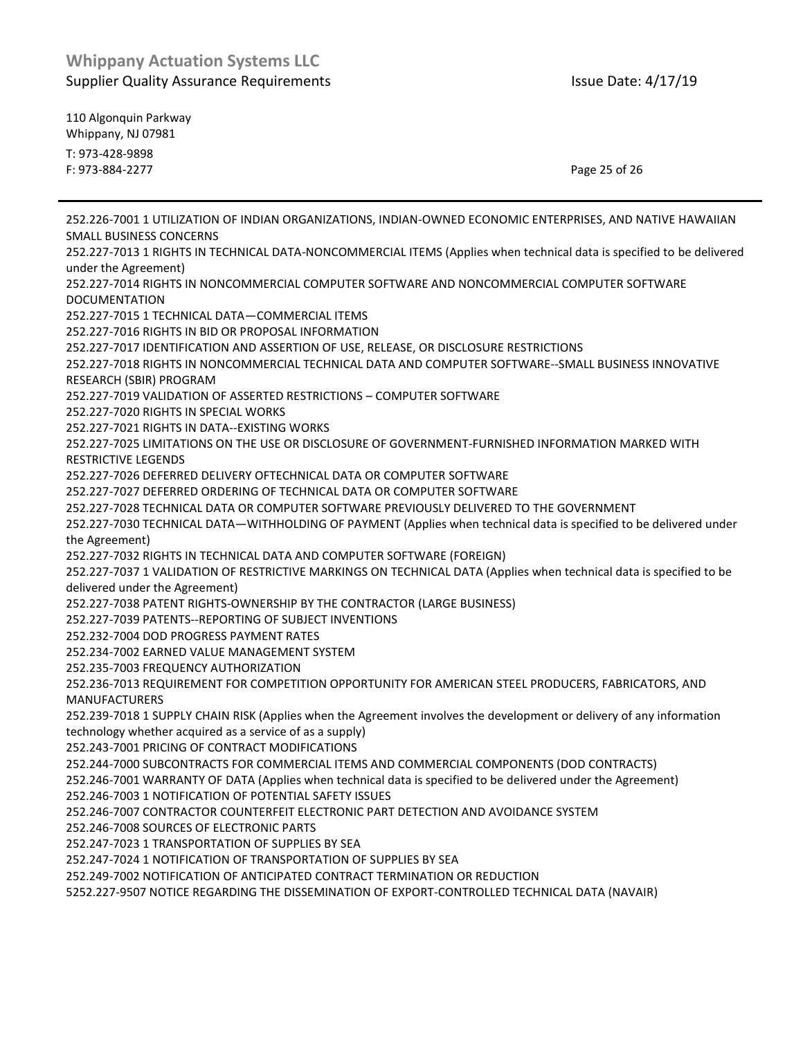252.226-7001 1 UTILIZATION OF INDIAN ORGANIZATIONS, INDIAN-OWNED ECONOMIC ENTERPRISES, AND NATIVE HAWAIIAN SMALL BUSINESS CONCERNS
252.227-7013 1 RIGHTS IN TECHNICAL DATA-NONCOMMERCIAL ITEMS (Applies when technical data is specified to be delivered under the Agreement)
252.227-7014 RIGHTS IN NONCOMMERCIAL COMPUTER SOFTWARE AND NONCOMMERCIAL COMPUTER SOFTWARE DOCUMENTATION
252.227-7015 1 TECHNICAL DATA—COMMERCIAL ITEMS
252.227-7016 RIGHTS IN BID OR PROPOSAL INFORMATION
252.227-7017 IDENTIFICATION AND ASSERTION OF USE, RELEASE, OR DISCLOSURE RESTRICTIONS
252.227-7018 RIGHTS IN NONCOMMERCIAL TECHNICAL DATA AND COMPUTER SOFTWARE--SMALL BUSINESS INNOVATIVE RESEARCH (SBIR) PROGRAM
252.227-7019 VALIDATION OF ASSERTED RESTRICTIONS – COMPUTER SOFTWARE
252.227-7020 RIGHTS IN SPECIAL WORKS
252.227-7021 RIGHTS IN DATA--EXISTING WORKS
252.227-7025 LIMITATIONS ON THE USE OR DISCLOSURE OF GOVERNMENT-FURNISHED INFORMATION MARKED WITH RESTRICTIVE LEGENDS
252.227-7026 DEFERRED DELIVERY OFTECHNICAL DATA OR COMPUTER SOFTWARE
252.227-7027 DEFERRED ORDERING OF TECHNICAL DATA OR COMPUTER SOFTWARE
252.227-7028 TECHNICAL DATA OR COMPUTER SOFTWARE PREVIOUSLY DELIVERED TO THE GOVERNMENT
252.227-7030 TECHNICAL DATA—WITHHOLDING OF PAYMENT (Applies when technical data is specified to be delivered under the Agreement)
252.227-7032 RIGHTS IN TECHNICAL DATA AND COMPUTER SOFTWARE (FOREIGN)
252.227-7037 1 VALIDATION OF RESTRICTIVE MARKINGS ON TECHNICAL DATA (Applies when technical data is specified to be delivered under the Agreement)
252.227-7038 PATENT RIGHTS-OWNERSHIP BY THE CONTRACTOR (LARGE BUSINESS)
252.227-7039 PATENTS--REPORTING OF SUBJECT INVENTIONS
252.232-7004 DOD PROGRESS PAYMENT RATES
252.234-7002 EARNED VALUE MANAGEMENT SYSTEM
252.235-7003 FREQUENCY AUTHORIZATION
252.236-7013 REQUIREMENT FOR COMPETITION OPPORTUNITY FOR AMERICAN STEEL PRODUCERS, FABRICATORS, AND MANUFACTURERS
252.239-7018 1 SUPPLY CHAIN RISK (Applies when the Agreement involves the development or delivery of any information technology whether acquired as a service of as a supply)
252.243-7001 PRICING OF CONTRACT MODIFICATIONS
252.244-7000 SUBCONTRACTS FOR COMMERCIAL ITEMS AND COMMERCIAL COMPONENTS (DOD CONTRACTS)
252.246-7001 WARRANTY OF DATA (Applies when technical data is specified to be delivered under the Agreement)
252.246-7003 1 NOTIFICATION OF POTENTIAL SAFETY ISSUES
252.246-7007 CONTRACTOR COUNTERFEIT ELECTRONIC PART DETECTION AND AVOIDANCE SYSTEM
252.246-7008 SOURCES OF ELECTRONIC PARTS
252.247-7023 1 TRANSPORTATION OF SUPPLIES BY SEA
252.247-7024 1 NOTIFICATION OF TRANSPORTATION OF SUPPLIES BY SEA
252.249-7002 NOTIFICATION OF ANTICIPATED CONTRACT TERMINATION OR REDUCTION
5252.227-9507 NOTICE REGARDING THE DISSEMINATION OF EXPORT-CONTROLLED TECHNICAL DATA (NAVAIR)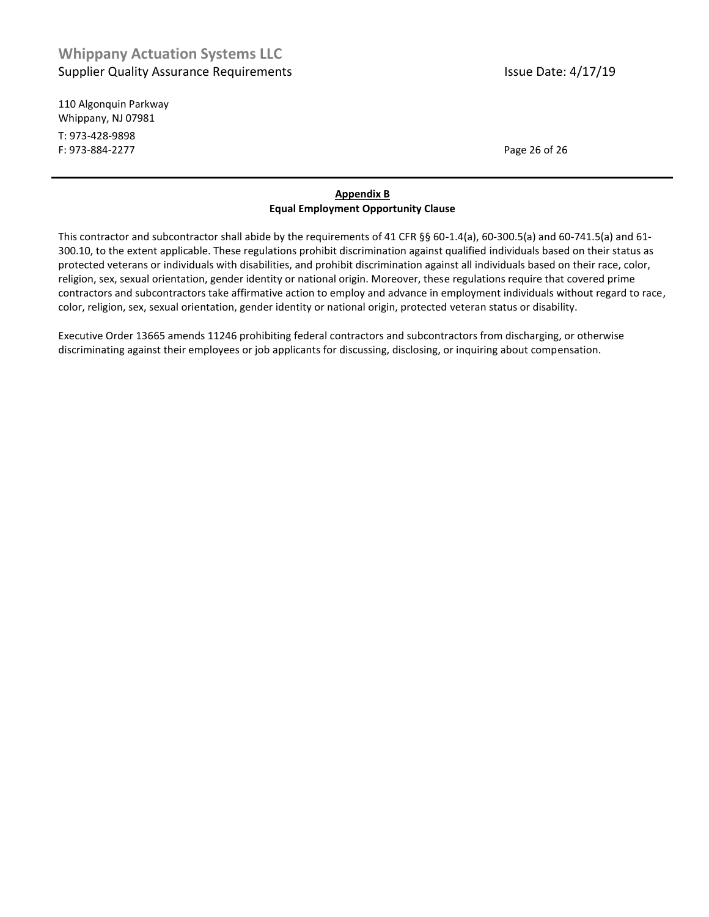## Appendix B
### Equal Employment Opportunity Clause

This contractor and subcontractor shall abide by the requirements of 41 CFR §§ 60-1.4(a), 60-300.5(a) and 60-741.5(a) and 61-300.10, to the extent applicable. These regulations prohibit discrimination against qualified individuals based on their status as protected veterans or individuals with disabilities, and prohibit discrimination against all individuals based on their race, color, religion, sex, sexual orientation, gender identity or national origin. Moreover, these regulations require that covered prime contractors and subcontractors take affirmative action to employ and advance in employment individuals without regard to race, color, religion, sex, sexual orientation, gender identity or national origin, protected veteran status or disability.

Executive Order 13665 amends 11246 prohibiting federal contractors and subcontractors from discharging, or otherwise discriminating against their employees or job applicants for discussing, disclosing, or inquiring about compensation.